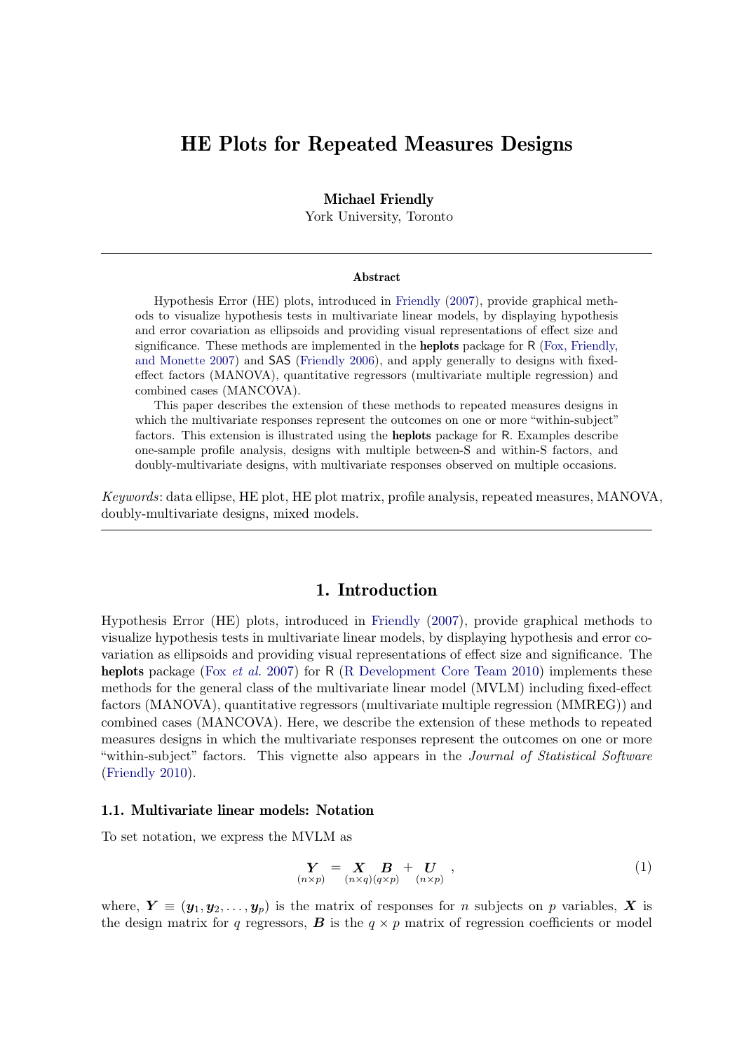# HE Plots for Repeated Measures Designs

**Michael Friendly**
York University, Toronto

---

### Abstract

Hypothesis Error (HE) plots, introduced in Friendly (2007), provide graphical methods to visualize hypothesis tests in multivariate linear models, by displaying hypothesis and error covariation as ellipsoids and providing visual representations of effect size and significance. These methods are implemented in the **heplots** package for R (Fox, Friendly, and Monette 2007) and SAS (Friendly 2006), and apply generally to designs with fixed-effect factors (MANOVA), quantitative regressors (multivariate multiple regression) and combined cases (MANCOVA).

This paper describes the extension of these methods to repeated measures designs in which the multivariate responses represent the outcomes on one or more "within-subject" factors. This extension is illustrated using the **heplots** package for R. Examples describe one-sample profile analysis, designs with multiple between-S and within-S factors, and doubly-multivariate designs, with multivariate responses observed on multiple occasions.

*Keywords*: data ellipse, HE plot, HE plot matrix, profile analysis, repeated measures, MANOVA, doubly-multivariate designs, mixed models.

---

## 1. Introduction

Hypothesis Error (HE) plots, introduced in Friendly (2007), provide graphical methods to visualize hypothesis tests in multivariate linear models, by displaying hypothesis and error covariation as ellipsoids and providing visual representations of effect size and significance. The **heplots** package (Fox *et al.* 2007) for R (R Development Core Team 2010) implements these methods for the general class of the multivariate linear model (MVLM) including fixed-effect factors (MANOVA), quantitative regressors (multivariate multiple regression (MMREG)) and combined cases (MANCOVA). Here, we describe the extension of these methods to repeated measures designs in which the multivariate responses represent the outcomes on one or more "within-subject" factors. This vignette also appears in the *Journal of Statistical Software* (Friendly 2010).

### 1.1. Multivariate linear models: Notation

To set notation, we express the MVLM as

$$\underset{(n\times p)}{\boldsymbol{Y}} = \underset{(n\times q)}{\boldsymbol{X}}\,\underset{(q\times p)}{\boldsymbol{B}} + \underset{(n\times p)}{\boldsymbol{U}} \;, \tag{1}$$

where, $\boldsymbol{Y} \equiv (\boldsymbol{y}_1, \boldsymbol{y}_2, \ldots, \boldsymbol{y}_p)$ is the matrix of responses for $n$ subjects on $p$ variables, $\boldsymbol{X}$ is the design matrix for $q$ regressors, $\boldsymbol{B}$ is the $q \times p$ matrix of regression coefficients or model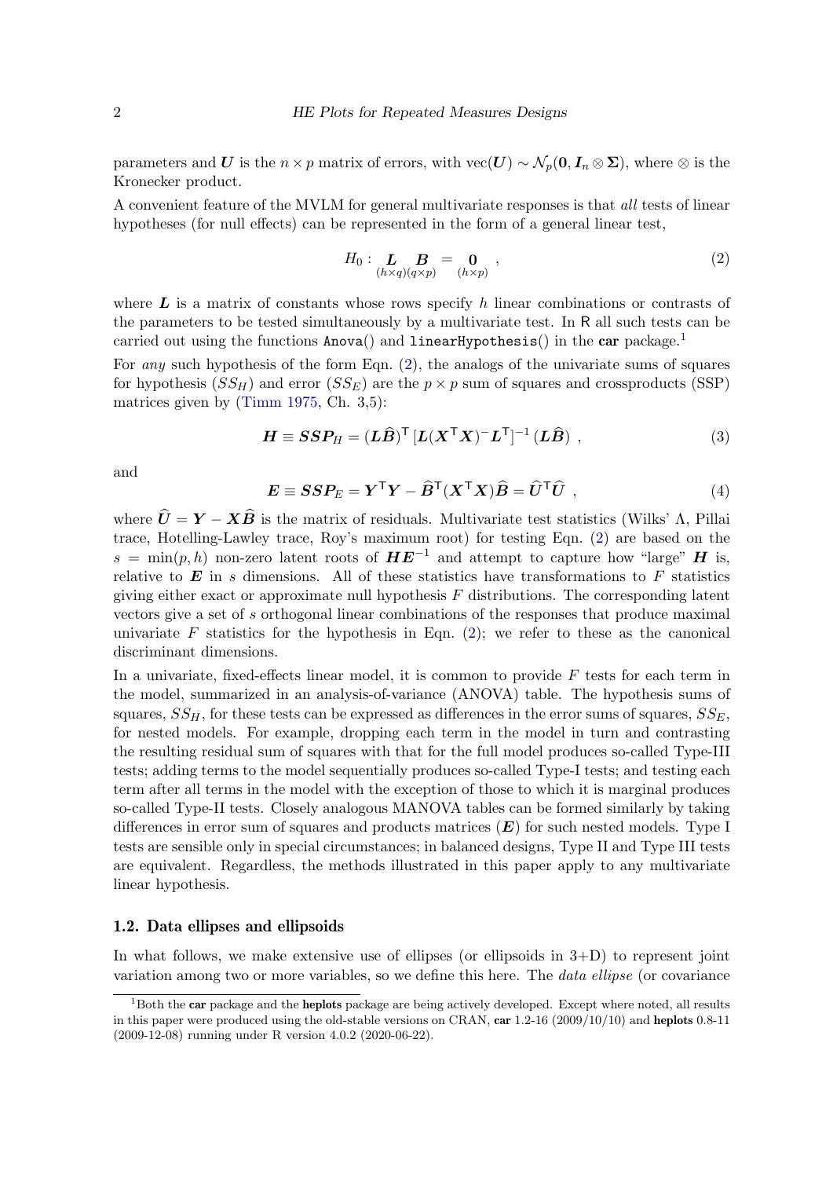parameters and $\boldsymbol{U}$ is the $n \times p$ matrix of errors, with $\text{vec}(\boldsymbol{U}) \sim \mathcal{N}_p(\boldsymbol{0}, \boldsymbol{I}_n \otimes \boldsymbol{\Sigma})$, where $\otimes$ is the Kronecker product.

A convenient feature of the MVLM for general multivariate responses is that *all* tests of linear hypotheses (for null effects) can be represented in the form of a general linear test,

$$H_0 : \underset{(h \times q)}{\boldsymbol{L}} \underset{(q \times p)}{\boldsymbol{B}} = \underset{(h \times p)}{\boldsymbol{0}} \ , \tag{2}$$

where $\boldsymbol{L}$ is a matrix of constants whose rows specify $h$ linear combinations or contrasts of the parameters to be tested simultaneously by a multivariate test. In R all such tests can be carried out using the functions `Anova()` and `linearHypothesis()` in the **car** package.[1]

For *any* such hypothesis of the form Eqn. (2), the analogs of the univariate sums of squares for hypothesis ($SS_H$) and error ($SS_E$) are the $p \times p$ sum of squares and crossproducts (SSP) matrices given by (Timm 1975, Ch. 3,5):

$$\boldsymbol{H} \equiv \boldsymbol{SSP}_H = (\boldsymbol{L}\widehat{\boldsymbol{B}})^\mathsf{T} \, [\boldsymbol{L}(\boldsymbol{X}^\mathsf{T}\boldsymbol{X})^{-}\boldsymbol{L}^\mathsf{T}]^{-1} \, (\boldsymbol{L}\widehat{\boldsymbol{B}}) \ , \tag{3}$$

and

$$\boldsymbol{E} \equiv \boldsymbol{SSP}_E = \boldsymbol{Y}^\mathsf{T}\boldsymbol{Y} - \widehat{\boldsymbol{B}}^\mathsf{T}(\boldsymbol{X}^\mathsf{T}\boldsymbol{X})\widehat{\boldsymbol{B}} = \widehat{\boldsymbol{U}}^\mathsf{T}\widehat{\boldsymbol{U}} \ , \tag{4}$$

where $\widehat{\boldsymbol{U}} = \boldsymbol{Y} - \boldsymbol{X}\widehat{\boldsymbol{B}}$ is the matrix of residuals. Multivariate test statistics (Wilks' $\Lambda$, Pillai trace, Hotelling-Lawley trace, Roy's maximum root) for testing Eqn. (2) are based on the $s = \min(p, h)$ non-zero latent roots of $\boldsymbol{H}\boldsymbol{E}^{-1}$ and attempt to capture how "large" $\boldsymbol{H}$ is, relative to $\boldsymbol{E}$ in $s$ dimensions. All of these statistics have transformations to $F$ statistics giving either exact or approximate null hypothesis $F$ distributions. The corresponding latent vectors give a set of $s$ orthogonal linear combinations of the responses that produce maximal univariate $F$ statistics for the hypothesis in Eqn. (2); we refer to these as the canonical discriminant dimensions.

In a univariate, fixed-effects linear model, it is common to provide $F$ tests for each term in the model, summarized in an analysis-of-variance (ANOVA) table. The hypothesis sums of squares, $SS_H$, for these tests can be expressed as differences in the error sums of squares, $SS_E$, for nested models. For example, dropping each term in the model in turn and contrasting the resulting residual sum of squares with that for the full model produces so-called Type-III tests; adding terms to the model sequentially produces so-called Type-I tests; and testing each term after all terms in the model with the exception of those to which it is marginal produces so-called Type-II tests. Closely analogous MANOVA tables can be formed similarly by taking differences in error sum of squares and products matrices ($\boldsymbol{E}$) for such nested models. Type I tests are sensible only in special circumstances; in balanced designs, Type II and Type III tests are equivalent. Regardless, the methods illustrated in this paper apply to any multivariate linear hypothesis.

### 1.2. Data ellipses and ellipsoids

In what follows, we make extensive use of ellipses (or ellipsoids in 3+D) to represent joint variation among two or more variables, so we define this here. The *data ellipse* (or covariance

[1] Both the **car** package and the **heplots** package are being actively developed. Except where noted, all results in this paper were produced using the old-stable versions on CRAN, **car** 1.2-16 (2009/10/10) and **heplots** 0.8-11 (2009-12-08) running under R version 4.0.2 (2020-06-22).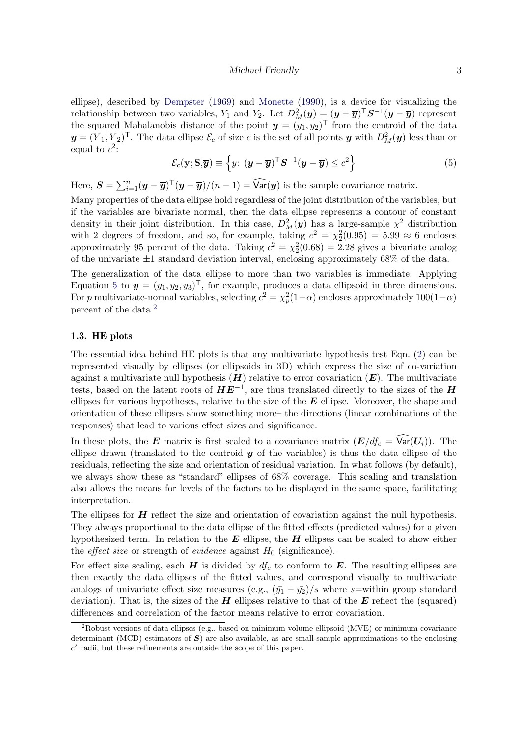ellipse), described by Dempster (1969) and Monette (1990), is a device for visualizing the relationship between two variables, $Y_1$ and $Y_2$. Let $D^2_M(\boldsymbol{y}) = (\boldsymbol{y} - \overline{\boldsymbol{y}})^\mathsf{T} \boldsymbol{S}^{-1} (\boldsymbol{y} - \overline{\boldsymbol{y}})$ represent the squared Mahalanobis distance of the point $\boldsymbol{y} = (y_1, y_2)^\mathsf{T}$ from the centroid of the data $\overline{\boldsymbol{y}} = (\overline{Y}_1, \overline{Y}_2)^\mathsf{T}$. The data ellipse $\mathcal{E}_c$ of size $c$ is the set of all points $\boldsymbol{y}$ with $D^2_M(\boldsymbol{y})$ less than or equal to $c^2$:

$$\mathcal{E}_c(\mathbf{y}; \mathbf{S}, \overline{\boldsymbol{y}}) \equiv \left\{ y \colon (\boldsymbol{y} - \overline{\boldsymbol{y}})^\mathsf{T} \boldsymbol{S}^{-1} (\boldsymbol{y} - \overline{\boldsymbol{y}}) \leq c^2 \right\} \tag{5}$$

Here, $\boldsymbol{S} = \sum_{i=1}^{n} (\boldsymbol{y} - \overline{\boldsymbol{y}})^\mathsf{T} (\boldsymbol{y} - \overline{\boldsymbol{y}})/(n-1) = \widehat{\mathsf{Var}}(\boldsymbol{y})$ is the sample covariance matrix.

Many properties of the data ellipse hold regardless of the joint distribution of the variables, but if the variables are bivariate normal, then the data ellipse represents a contour of constant density in their joint distribution. In this case, $D^2_M(\boldsymbol{y})$ has a large-sample $\chi^2$ distribution with 2 degrees of freedom, and so, for example, taking $c^2 = \chi^2_2(0.95) = 5.99 \approx 6$ encloses approximately 95 percent of the data. Taking $c^2 = \chi^2_2(0.68) = 2.28$ gives a bivariate analog of the univariate $\pm 1$ standard deviation interval, enclosing approximately 68% of the data.

The generalization of the data ellipse to more than two variables is immediate: Applying Equation 5 to $\boldsymbol{y} = (y_1, y_2, y_3)^\mathsf{T}$, for example, produces a data ellipsoid in three dimensions. For $p$ multivariate-normal variables, selecting $c^2 = \chi^2_p(1-\alpha)$ encloses approximately $100(1-\alpha)$ percent of the data.[2]

### 1.3. HE plots

The essential idea behind HE plots is that any multivariate hypothesis test Eqn. (2) can be represented visually by ellipses (or ellipsoids in 3D) which express the size of co-variation against a multivariate null hypothesis ($\boldsymbol{H}$) relative to error covariation ($\boldsymbol{E}$). The multivariate tests, based on the latent roots of $\boldsymbol{H}\boldsymbol{E}^{-1}$, are thus translated directly to the sizes of the $\boldsymbol{H}$ ellipses for various hypotheses, relative to the size of the $\boldsymbol{E}$ ellipse. Moreover, the shape and orientation of these ellipses show something more– the directions (linear combinations of the responses) that lead to various effect sizes and significance.

In these plots, the $\boldsymbol{E}$ matrix is first scaled to a covariance matrix ($\boldsymbol{E}/df_e = \widehat{\mathsf{Var}}(\boldsymbol{U}_i)$). The ellipse drawn (translated to the centroid $\overline{\boldsymbol{y}}$ of the variables) is thus the data ellipse of the residuals, reflecting the size and orientation of residual variation. In what follows (by default), we always show these as "standard" ellipses of 68% coverage. This scaling and translation also allows the means for levels of the factors to be displayed in the same space, facilitating interpretation.

The ellipses for $\boldsymbol{H}$ reflect the size and orientation of covariation against the null hypothesis. They always proportional to the data ellipse of the fitted effects (predicted values) for a given hypothesized term. In relation to the $\boldsymbol{E}$ ellipse, the $\boldsymbol{H}$ ellipses can be scaled to show either the *effect size* or strength of *evidence* against $H_0$ (significance).

For effect size scaling, each $\boldsymbol{H}$ is divided by $df_e$ to conform to $\boldsymbol{E}$. The resulting ellipses are then exactly the data ellipses of the fitted values, and correspond visually to multivariate analogs of univariate effect size measures (e.g., $(\bar{y_1} - \bar{y_2})/s$ where $s$=within group standard deviation). That is, the sizes of the $\boldsymbol{H}$ ellipses relative to that of the $\boldsymbol{E}$ reflect the (squared) differences and correlation of the factor means relative to error covariation.

[2] Robust versions of data ellipses (e.g., based on minimum volume ellipsoid (MVE) or minimum covariance determinant (MCD) estimators of $\boldsymbol{S}$) are also available, as are small-sample approximations to the enclosing $c^2$ radii, but these refinements are outside the scope of this paper.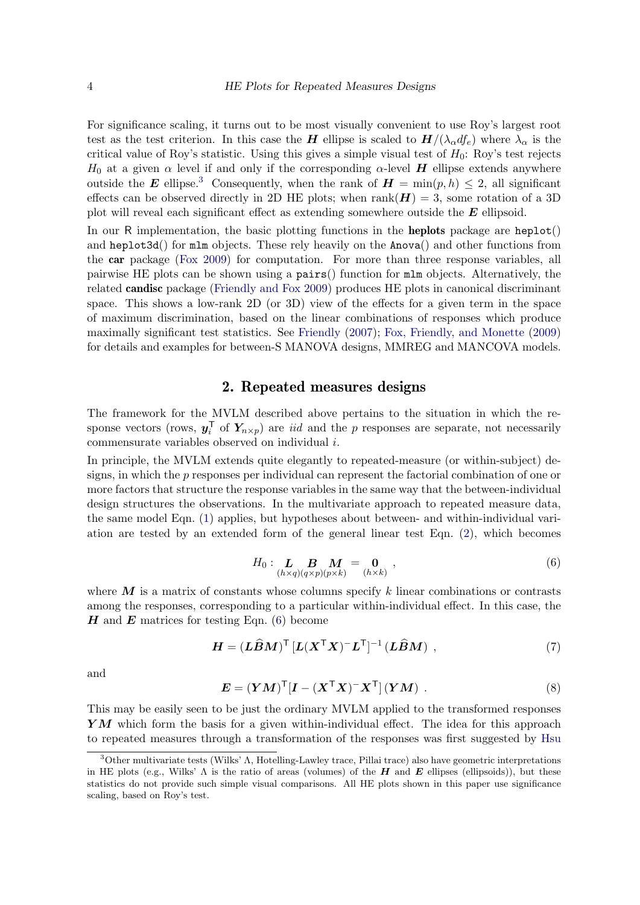For significance scaling, it turns out to be most visually convenient to use Roy's largest root test as the test criterion. In this case the $\boldsymbol{H}$ ellipse is scaled to $\boldsymbol{H}/(\lambda_\alpha df_e)$ where $\lambda_\alpha$ is the critical value of Roy's statistic. Using this gives a simple visual test of $H_0$: Roy's test rejects $H_0$ at a given $\alpha$ level if and only if the corresponding $\alpha$-level $\boldsymbol{H}$ ellipse extends anywhere outside the $\boldsymbol{E}$ ellipse.[3] Consequently, when the rank of $\boldsymbol{H} = \min(p, h) \leq 2$, all significant effects can be observed directly in 2D HE plots; when $\text{rank}(\boldsymbol{H}) = 3$, some rotation of a 3D plot will reveal each significant effect as extending somewhere outside the $\boldsymbol{E}$ ellipsoid.

In our R implementation, the basic plotting functions in the **heplots** package are `heplot()` and `heplot3d()` for `mlm` objects. These rely heavily on the `Anova()` and other functions from the **car** package (Fox 2009) for computation. For more than three response variables, all pairwise HE plots can be shown using a `pairs()` function for `mlm` objects. Alternatively, the related **candisc** package (Friendly and Fox 2009) produces HE plots in canonical discriminant space. This shows a low-rank 2D (or 3D) view of the effects for a given term in the space of maximum discrimination, based on the linear combinations of responses which produce maximally significant test statistics. See Friendly (2007); Fox, Friendly, and Monette (2009) for details and examples for between-S MANOVA designs, MMREG and MANCOVA models.

## 2. Repeated measures designs

The framework for the MVLM described above pertains to the situation in which the response vectors (rows, $\boldsymbol{y}_i^\mathsf{T}$ of $\boldsymbol{Y}_{n\times p}$) are *iid* and the $p$ responses are separate, not necessarily commensurate variables observed on individual $i$.

In principle, the MVLM extends quite elegantly to repeated-measure (or within-subject) designs, in which the $p$ responses per individual can represent the factorial combination of one or more factors that structure the response variables in the same way that the between-individual design structures the observations. In the multivariate approach to repeated measure data, the same model Eqn. (1) applies, but hypotheses about between- and within-individual variation are tested by an extended form of the general linear test Eqn. (2), which becomes

$$H_0 : \underset{(h\times q)}{\boldsymbol{L}}\,\underset{(q\times p)}{\boldsymbol{B}}\,\underset{(p\times k)}{\boldsymbol{M}} = \underset{(h\times k)}{\boldsymbol{0}} \ , \tag{6}$$

where $\boldsymbol{M}$ is a matrix of constants whose columns specify $k$ linear combinations or contrasts among the responses, corresponding to a particular within-individual effect. In this case, the $\boldsymbol{H}$ and $\boldsymbol{E}$ matrices for testing Eqn. (6) become

$$\boldsymbol{H} = (\boldsymbol{L}\widehat{\boldsymbol{B}}\boldsymbol{M})^\mathsf{T}\,[\boldsymbol{L}(\boldsymbol{X}^\mathsf{T}\boldsymbol{X})^-\boldsymbol{L}^\mathsf{T}]^{-1}\,(\boldsymbol{L}\widehat{\boldsymbol{B}}\boldsymbol{M}) \ , \tag{7}$$

and

$$\boldsymbol{E} = (\boldsymbol{Y}\boldsymbol{M})^\mathsf{T}[\boldsymbol{I} - (\boldsymbol{X}^\mathsf{T}\boldsymbol{X})^-\boldsymbol{X}^\mathsf{T}]\,(\boldsymbol{Y}\boldsymbol{M}) \ . \tag{8}$$

This may be easily seen to be just the ordinary MVLM applied to the transformed responses $\boldsymbol{YM}$ which form the basis for a given within-individual effect. The idea for this approach to repeated measures through a transformation of the responses was first suggested by Hsu

[3] Other multivariate tests (Wilks' $\Lambda$, Hotelling-Lawley trace, Pillai trace) also have geometric interpretations in HE plots (e.g., Wilks' $\Lambda$ is the ratio of areas (volumes) of the $\boldsymbol{H}$ and $\boldsymbol{E}$ ellipses (ellipsoids)), but these statistics do not provide such simple visual comparisons. All HE plots shown in this paper use significance scaling, based on Roy's test.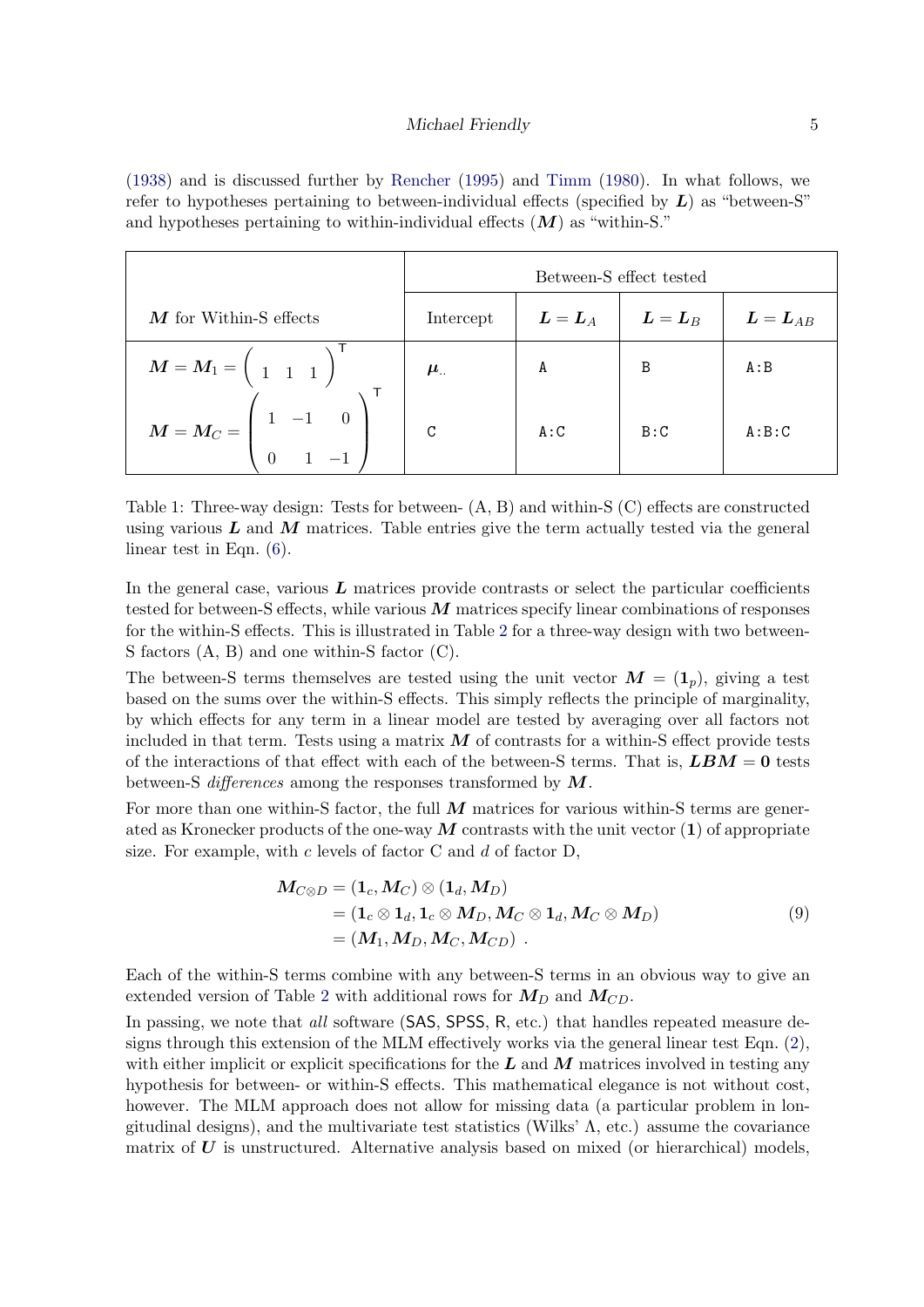(1938) and is discussed further by Rencher (1995) and Timm (1980). In what follows, we refer to hypotheses pertaining to between-individual effects (specified by $\boldsymbol{L}$) as "between-S" and hypotheses pertaining to within-individual effects ($\boldsymbol{M}$) as "within-S."

| | Between-S effect tested | | | |
|---|---|---|---|---|
| $\boldsymbol{M}$ for Within-S effects | Intercept | $\boldsymbol{L} = \boldsymbol{L}_A$ | $\boldsymbol{L} = \boldsymbol{L}_B$ | $\boldsymbol{L} = \boldsymbol{L}_{AB}$ |
| $\boldsymbol{M} = \boldsymbol{M}_1 = \begin{pmatrix} 1 & 1 & 1 \end{pmatrix}^\mathsf{T}$ | $\boldsymbol{\mu}_{..}$ | `A` | `B` | `A:B` |
| $\boldsymbol{M} = \boldsymbol{M}_C = \begin{pmatrix} 1 & -1 & 0 \\ 0 & 1 & -1 \end{pmatrix}^\mathsf{T}$ | `C` | `A:C` | `B:C` | `A:B:C` |

Table 1: Three-way design: Tests for between- (A, B) and within-S (C) effects are constructed using various $\boldsymbol{L}$ and $\boldsymbol{M}$ matrices. Table entries give the term actually tested via the general linear test in Eqn. (6).

In the general case, various $\boldsymbol{L}$ matrices provide contrasts or select the particular coefficients tested for between-S effects, while various $\boldsymbol{M}$ matrices specify linear combinations of responses for the within-S effects. This is illustrated in Table 2 for a three-way design with two between-S factors (A, B) and one within-S factor (C).

The between-S terms themselves are tested using the unit vector $\boldsymbol{M} = (\boldsymbol{1}_p)$, giving a test based on the sums over the within-S effects. This simply reflects the principle of marginality, by which effects for any term in a linear model are tested by averaging over all factors not included in that term. Tests using a matrix $\boldsymbol{M}$ of contrasts for a within-S effect provide tests of the interactions of that effect with each of the between-S terms. That is, $\boldsymbol{LBM} = \boldsymbol{0}$ tests between-S *differences* among the responses transformed by $\boldsymbol{M}$.

For more than one within-S factor, the full $\boldsymbol{M}$ matrices for various within-S terms are generated as Kronecker products of the one-way $\boldsymbol{M}$ contrasts with the unit vector ($\boldsymbol{1}$) of appropriate size. For example, with $c$ levels of factor C and $d$ of factor D,

$$
\begin{aligned}
\boldsymbol{M}_{C \otimes D} &= (\boldsymbol{1}_c, \boldsymbol{M}_C) \otimes (\boldsymbol{1}_d, \boldsymbol{M}_D) \\
&= (\boldsymbol{1}_c \otimes \boldsymbol{1}_d, \boldsymbol{1}_c \otimes \boldsymbol{M}_D, \boldsymbol{M}_C \otimes \boldsymbol{1}_d, \boldsymbol{M}_C \otimes \boldsymbol{M}_D) \\
&= (\boldsymbol{M}_1, \boldsymbol{M}_D, \boldsymbol{M}_C, \boldsymbol{M}_{CD}) \ .
\end{aligned} \tag{9}
$$

Each of the within-S terms combine with any between-S terms in an obvious way to give an extended version of Table 2 with additional rows for $\boldsymbol{M}_D$ and $\boldsymbol{M}_{CD}$.

In passing, we note that *all* software (SAS, SPSS, R, etc.) that handles repeated measure designs through this extension of the MLM effectively works via the general linear test Eqn. (2), with either implicit or explicit specifications for the $\boldsymbol{L}$ and $\boldsymbol{M}$ matrices involved in testing any hypothesis for between- or within-S effects. This mathematical elegance is not without cost, however. The MLM approach does not allow for missing data (a particular problem in longitudinal designs), and the multivariate test statistics (Wilks' $\Lambda$, etc.) assume the covariance matrix of $\boldsymbol{U}$ is unstructured. Alternative analysis based on mixed (or hierarchical) models,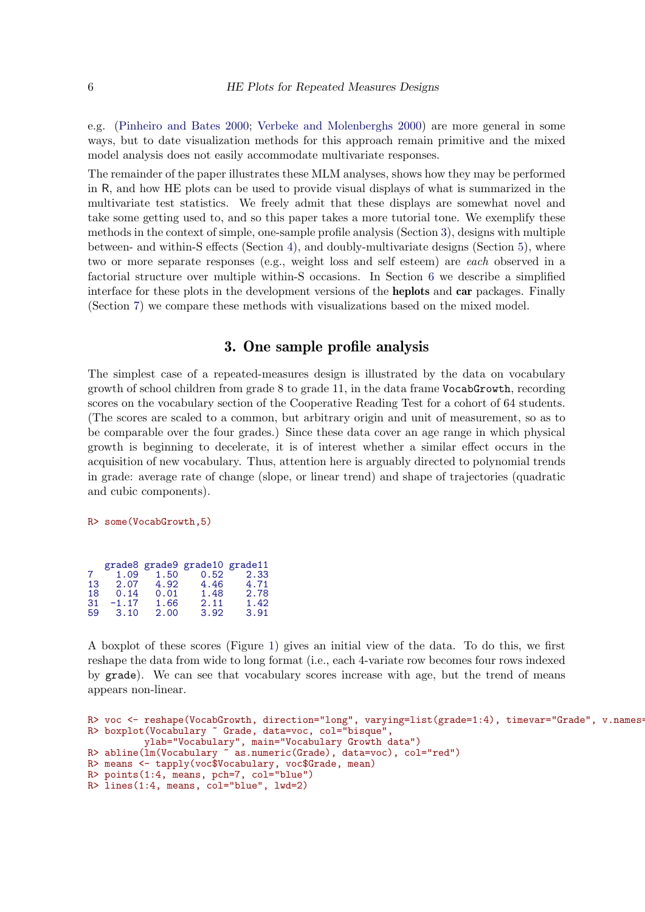e.g. (Pinheiro and Bates 2000; Verbeke and Molenberghs 2000) are more general in some ways, but to date visualization methods for this approach remain primitive and the mixed model analysis does not easily accommodate multivariate responses.

The remainder of the paper illustrates these MLM analyses, shows how they may be performed in R, and how HE plots can be used to provide visual displays of what is summarized in the multivariate test statistics. We freely admit that these displays are somewhat novel and take some getting used to, and so this paper takes a more tutorial tone. We exemplify these methods in the context of simple, one-sample profile analysis (Section 3), designs with multiple between- and within-S effects (Section 4), and doubly-multivariate designs (Section 5), where two or more separate responses (e.g., weight loss and self esteem) are *each* observed in a factorial structure over multiple within-S occasions. In Section 6 we describe a simplified interface for these plots in the development versions of the **heplots** and **car** packages. Finally (Section 7) we compare these methods with visualizations based on the mixed model.

## 3. One sample profile analysis

The simplest case of a repeated-measures design is illustrated by the data on vocabulary growth of school children from grade 8 to grade 11, in the data frame `VocabGrowth`, recording scores on the vocabulary section of the Cooperative Reading Test for a cohort of 64 students. (The scores are scaled to a common, but arbitrary origin and unit of measurement, so as to be comparable over the four grades.) Since these data cover an age range in which physical growth is beginning to decelerate, it is of interest whether a similar effect occurs in the acquisition of new vocabulary. Thus, attention here is arguably directed to polynomial trends in grade: average rate of change (slope, or linear trend) and shape of trajectories (quadratic and cubic components).

```
R> some(VocabGrowth,5)
```

```
   grade8 grade9 grade10 grade11
7    1.09   1.50    0.52    2.33
13   2.07   4.92    4.46    4.71
18   0.14   0.01    1.48    2.78
31  -1.17   1.66    2.11    1.42
59   3.10   2.00    3.92    3.91
```

A boxplot of these scores (Figure 1) gives an initial view of the data. To do this, we first reshape the data from wide to long format (i.e., each 4-variate row becomes four rows indexed by `grade`). We can see that vocabulary scores increase with age, but the trend of means appears non-linear.

```
R> voc <- reshape(VocabGrowth, direction="long", varying=list(grade=1:4), timevar="Grade", v.names=
R> boxplot(Vocabulary ~ Grade, data=voc, col="bisque",
         ylab="Vocabulary", main="Vocabulary Growth data")
R> abline(lm(Vocabulary ~ as.numeric(Grade), data=voc), col="red")
R> means <- tapply(voc$Vocabulary, voc$Grade, mean)
R> points(1:4, means, pch=7, col="blue")
R> lines(1:4, means, col="blue", lwd=2)
```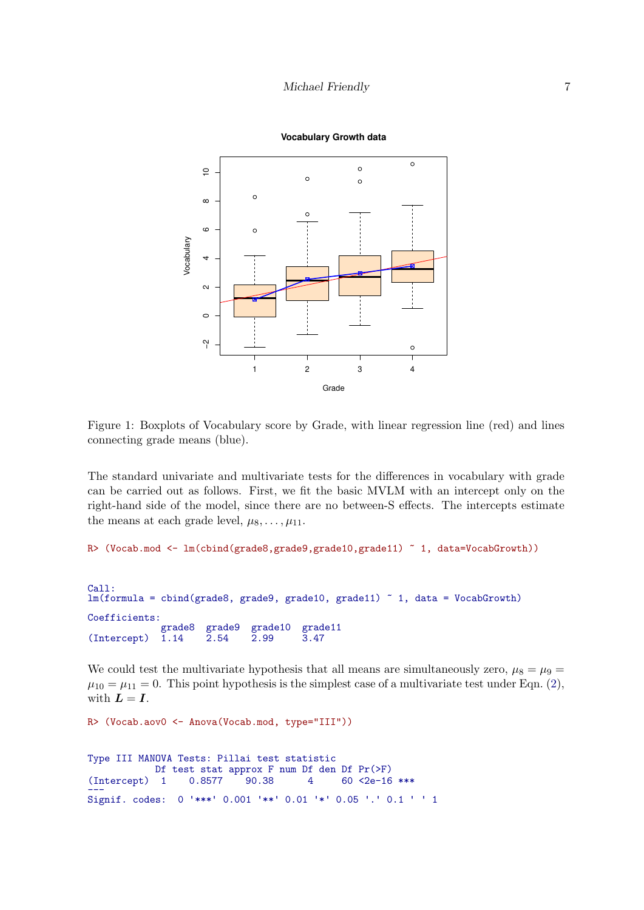Figure 1: Boxplots of Vocabulary score by Grade, with linear regression line (red) and lines connecting grade means (blue).

The standard univariate and multivariate tests for the differences in vocabulary with grade can be carried out as follows. First, we fit the basic MVLM with an intercept only on the right-hand side of the model, since there are no between-S effects. The intercepts estimate the means at each grade level, $\mu_8, \ldots, \mu_{11}$.

```
R> (Vocab.mod <- lm(cbind(grade8,grade9,grade10,grade11) ~ 1, data=VocabGrowth))
```

```
Call:
lm(formula = cbind(grade8, grade9, grade10, grade11) ~ 1, data = VocabGrowth)

Coefficients:
             grade8  grade9  grade10  grade11
(Intercept)  1.14    2.54    2.99     3.47
```

We could test the multivariate hypothesis that all means are simultaneously zero, $\mu_8 = \mu_9 = \mu_{10} = \mu_{11} = 0$. This point hypothesis is the simplest case of a multivariate test under Eqn. (2), with $\boldsymbol{L} = \boldsymbol{I}$.

```
R> (Vocab.aov0 <- Anova(Vocab.mod, type="III"))
```

```
Type III MANOVA Tests: Pillai test statistic
            Df test stat approx F num Df den Df Pr(>F)
(Intercept)  1    0.8577    90.38      4     60 <2e-16 ***
---
Signif. codes:  0 '***' 0.001 '**' 0.01 '*' 0.05 '.' 0.1 ' ' 1
```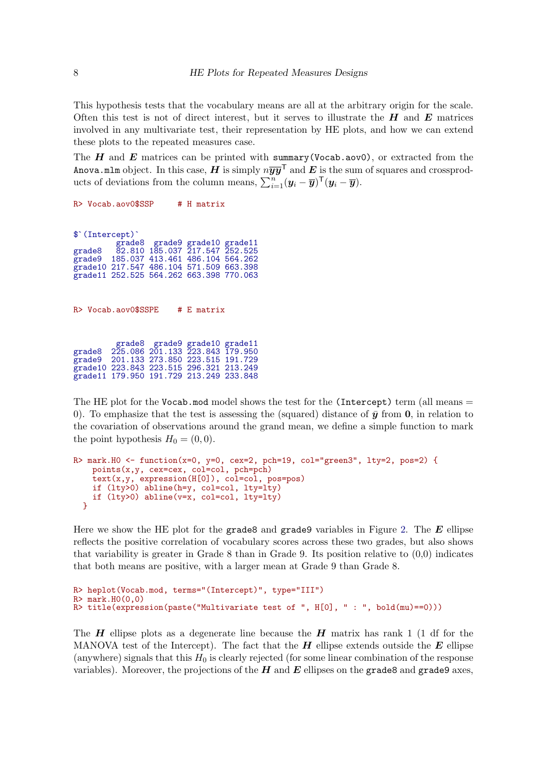This hypothesis tests that the vocabulary means are all at the arbitrary origin for the scale. Often this test is not of direct interest, but it serves to illustrate the $\boldsymbol{H}$ and $\boldsymbol{E}$ matrices involved in any multivariate test, their representation by HE plots, and how we can extend these plots to the repeated measures case.

The $\boldsymbol{H}$ and $\boldsymbol{E}$ matrices can be printed with `summary(Vocab.aov0)`, or extracted from the `Anova.mlm` object. In this case, $\boldsymbol{H}$ is simply $n\overline{\boldsymbol{y}}\overline{\boldsymbol{y}}^{\mathsf{T}}$ and $\boldsymbol{E}$ is the sum of squares and crossproducts of deviations from the column means, $\sum_{i=1}^{n}(\boldsymbol{y}_i - \overline{\boldsymbol{y}})^{\mathsf{T}}(\boldsymbol{y}_i - \overline{\boldsymbol{y}})$.

```
R> Vocab.aov0$SSP     # H matrix


$`(Intercept)`
        grade8  grade9 grade10 grade11
grade8   82.810 185.037 217.547 252.525
grade9  185.037 413.461 486.104 564.262
grade10 217.547 486.104 571.509 663.398
grade11 252.525 564.262 663.398 770.063


R> Vocab.aov0$SSPE    # E matrix


        grade8  grade9 grade10 grade11
grade8  225.086 201.133 223.843 179.950
grade9  201.133 273.850 223.515 191.729
grade10 223.843 223.515 296.321 213.249
grade11 179.950 191.729 213.249 233.848
```

The HE plot for the `Vocab.mod` model shows the test for the `(Intercept)` term (all means = 0). To emphasize that the test is assessing the (squared) distance of $\bar{\boldsymbol{y}}$ from $\mathbf{0}$, in relation to the covariation of observations around the grand mean, we define a simple function to mark the point hypothesis $H_0 = (0, 0)$.

```
R> mark.H0 <- function(x=0, y=0, cex=2, pch=19, col="green3", lty=2, pos=2) {
    points(x,y, cex=cex, col=col, pch=pch)
    text(x,y, expression(H[0]), col=col, pos=pos)
    if (lty>0) abline(h=y, col=col, lty=lty)
    if (lty>0) abline(v=x, col=col, lty=lty)
  }
```

Here we show the HE plot for the `grade8` and `grade9` variables in Figure 2. The $\boldsymbol{E}$ ellipse reflects the positive correlation of vocabulary scores across these two grades, but also shows that variability is greater in Grade 8 than in Grade 9. Its position relative to (0,0) indicates that both means are positive, with a larger mean at Grade 9 than Grade 8.

```
R> heplot(Vocab.mod, terms="(Intercept)", type="III")
R> mark.H0(0,0)
R> title(expression(paste("Multivariate test of ", H[0], " : ", bold(mu)==0)))
```

The $\boldsymbol{H}$ ellipse plots as a degenerate line because the $\boldsymbol{H}$ matrix has rank 1 (1 df for the MANOVA test of the Intercept). The fact that the $\boldsymbol{H}$ ellipse extends outside the $\boldsymbol{E}$ ellipse (anywhere) signals that this $H_0$ is clearly rejected (for some linear combination of the response variables). Moreover, the projections of the $\boldsymbol{H}$ and $\boldsymbol{E}$ ellipses on the `grade8` and `grade9` axes,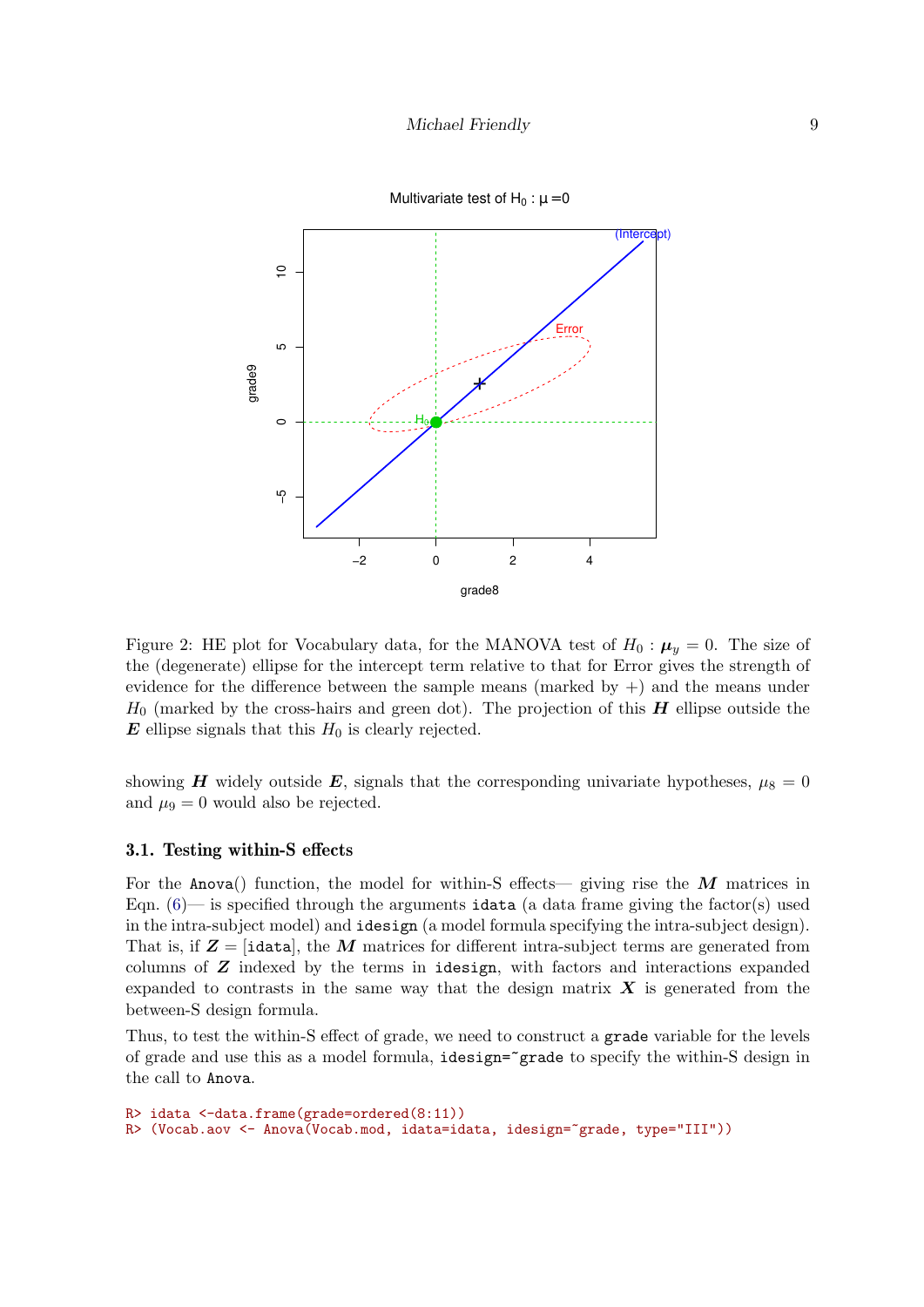Figure 2: HE plot for Vocabulary data, for the MANOVA test of $H_0 : \boldsymbol{\mu}_y = 0$. The size of the (degenerate) ellipse for the intercept term relative to that for Error gives the strength of evidence for the difference between the sample means (marked by +) and the means under $H_0$ (marked by the cross-hairs and green dot). The projection of this $\boldsymbol{H}$ ellipse outside the $\boldsymbol{E}$ ellipse signals that this $H_0$ is clearly rejected.

showing $\boldsymbol{H}$ widely outside $\boldsymbol{E}$, signals that the corresponding univariate hypotheses, $\mu_8 = 0$ and $\mu_9 = 0$ would also be rejected.

### 3.1. Testing within-S effects

For the `Anova()` function, the model for within-S effects— giving rise the $\boldsymbol{M}$ matrices in Eqn. (6)— is specified through the arguments `idata` (a data frame giving the factor(s) used in the intra-subject model) and `idesign` (a model formula specifying the intra-subject design). That is, if $\boldsymbol{Z} = [$`idata`$]$, the $\boldsymbol{M}$ matrices for different intra-subject terms are generated from columns of $\boldsymbol{Z}$ indexed by the terms in `idesign`, with factors and interactions expanded expanded to contrasts in the same way that the design matrix $\boldsymbol{X}$ is generated from the between-S design formula.

Thus, to test the within-S effect of grade, we need to construct a `grade` variable for the levels of grade and use this as a model formula, `idesign=~grade` to specify the within-S design in the call to `Anova`.

```
R> idata <-data.frame(grade=ordered(8:11))
R> (Vocab.aov <- Anova(Vocab.mod, idata=idata, idesign=~grade, type="III"))
```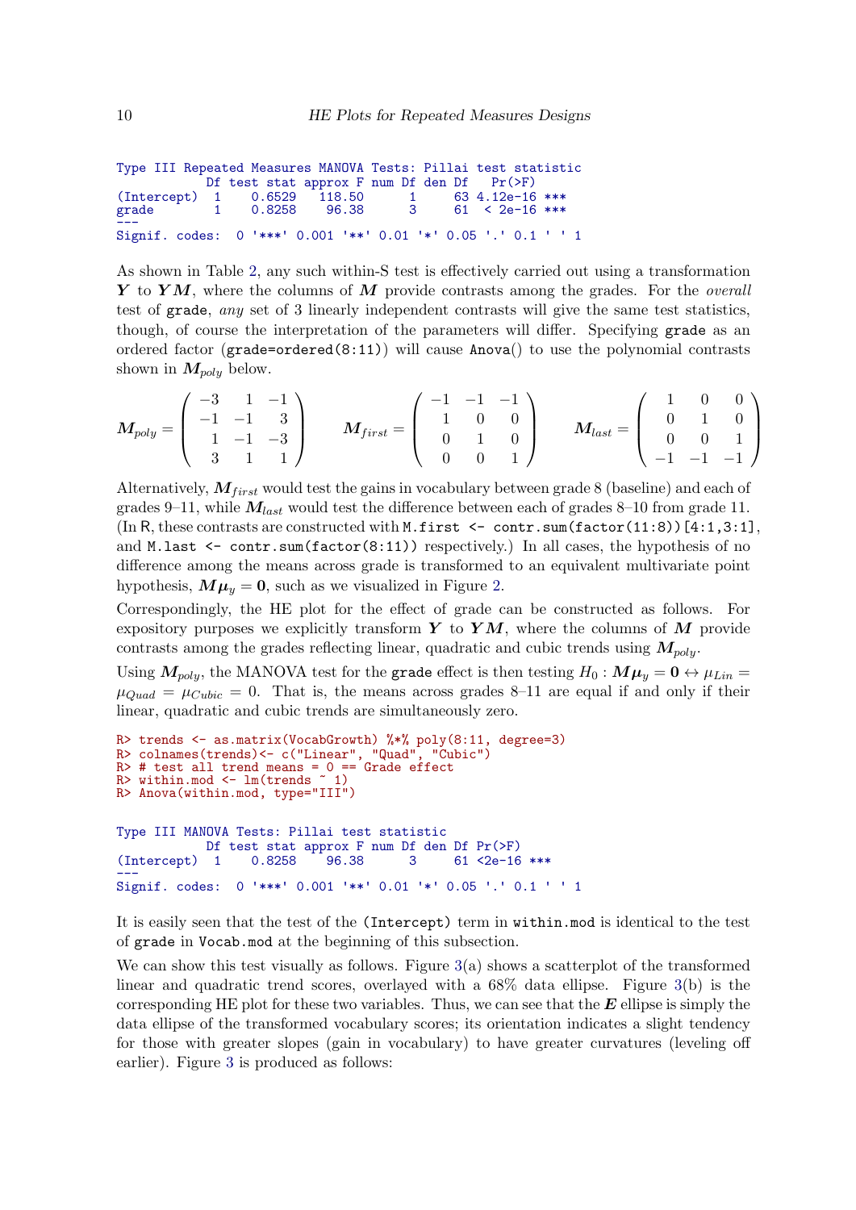```
Type III Repeated Measures MANOVA Tests: Pillai test statistic
            Df test stat approx F num Df den Df    Pr(>F)    
(Intercept)  1    0.6529   118.50      1     63 4.12e-16 ***
grade        1    0.8258    96.38      3     61  < 2e-16 ***
---
Signif. codes:  0 '***' 0.001 '**' 0.01 '*' 0.05 '.' 0.1 ' ' 1
```

As shown in Table 2, any such within-S test is effectively carried out using a transformation $\boldsymbol{Y}$ to $\boldsymbol{Y}\boldsymbol{M}$, where the columns of $\boldsymbol{M}$ provide contrasts among the grades. For the *overall* test of `grade`, *any* set of 3 linearly independent contrasts will give the same test statistics, though, of course the interpretation of the parameters will differ. Specifying `grade` as an ordered factor (`grade=ordered(8:11)`) will cause `Anova()` to use the polynomial contrasts shown in $\boldsymbol{M}_{poly}$ below.

$$
\boldsymbol{M}_{poly} = \begin{pmatrix} -3 & 1 & -1 \\ -1 & -1 & 3 \\ 1 & -1 & -3 \\ 3 & 1 & 1 \end{pmatrix} \qquad
\boldsymbol{M}_{first} = \begin{pmatrix} -1 & -1 & -1 \\ 1 & 0 & 0 \\ 0 & 1 & 0 \\ 0 & 0 & 1 \end{pmatrix} \qquad
\boldsymbol{M}_{last} = \begin{pmatrix} 1 & 0 & 0 \\ 0 & 1 & 0 \\ 0 & 0 & 1 \\ -1 & -1 & -1 \end{pmatrix}
$$

Alternatively, $\boldsymbol{M}_{first}$ would test the gains in vocabulary between grade 8 (baseline) and each of grades 9–11, while $\boldsymbol{M}_{last}$ would test the difference between each of grades 8–10 from grade 11. (In R, these contrasts are constructed with `M.first <- contr.sum(factor(11:8))[4:1,3:1]`, and `M.last <- contr.sum(factor(8:11))` respectively.) In all cases, the hypothesis of no difference among the means across grade is transformed to an equivalent multivariate point hypothesis, $\boldsymbol{M}\boldsymbol{\mu}_y = \boldsymbol{0}$, such as we visualized in Figure 2.

Correspondingly, the HE plot for the effect of grade can be constructed as follows. For expository purposes we explicitly transform $\boldsymbol{Y}$ to $\boldsymbol{Y}\boldsymbol{M}$, where the columns of $\boldsymbol{M}$ provide contrasts among the grades reflecting linear, quadratic and cubic trends using $\boldsymbol{M}_{poly}$.

Using $\boldsymbol{M}_{poly}$, the MANOVA test for the `grade` effect is then testing $H_0 : \boldsymbol{M}\boldsymbol{\mu}_y = \boldsymbol{0} \leftrightarrow \mu_{Lin} = \mu_{Quad} = \mu_{Cubic} = 0$. That is, the means across grades 8–11 are equal if and only if their linear, quadratic and cubic trends are simultaneously zero.

```
R> trends <- as.matrix(VocabGrowth) %*% poly(8:11, degree=3)
R> colnames(trends)<- c("Linear", "Quad", "Cubic")
R> # test all trend means = 0 == Grade effect
R> within.mod <- lm(trends ~ 1)
R> Anova(within.mod, type="III")
```

```
Type III MANOVA Tests: Pillai test statistic
            Df test stat approx F num Df den Df Pr(>F)    
(Intercept)  1    0.8258    96.38      3     61 <2e-16 ***
---
Signif. codes:  0 '***' 0.001 '**' 0.01 '*' 0.05 '.' 0.1 ' ' 1
```

It is easily seen that the test of the `(Intercept)` term in `within.mod` is identical to the test of `grade` in `Vocab.mod` at the beginning of this subsection.

We can show this test visually as follows. Figure 3(a) shows a scatterplot of the transformed linear and quadratic trend scores, overlayed with a 68% data ellipse. Figure 3(b) is the corresponding HE plot for these two variables. Thus, we can see that the $\boldsymbol{E}$ ellipse is simply the data ellipse of the transformed vocabulary scores; its orientation indicates a slight tendency for those with greater slopes (gain in vocabulary) to have greater curvatures (leveling off earlier). Figure 3 is produced as follows: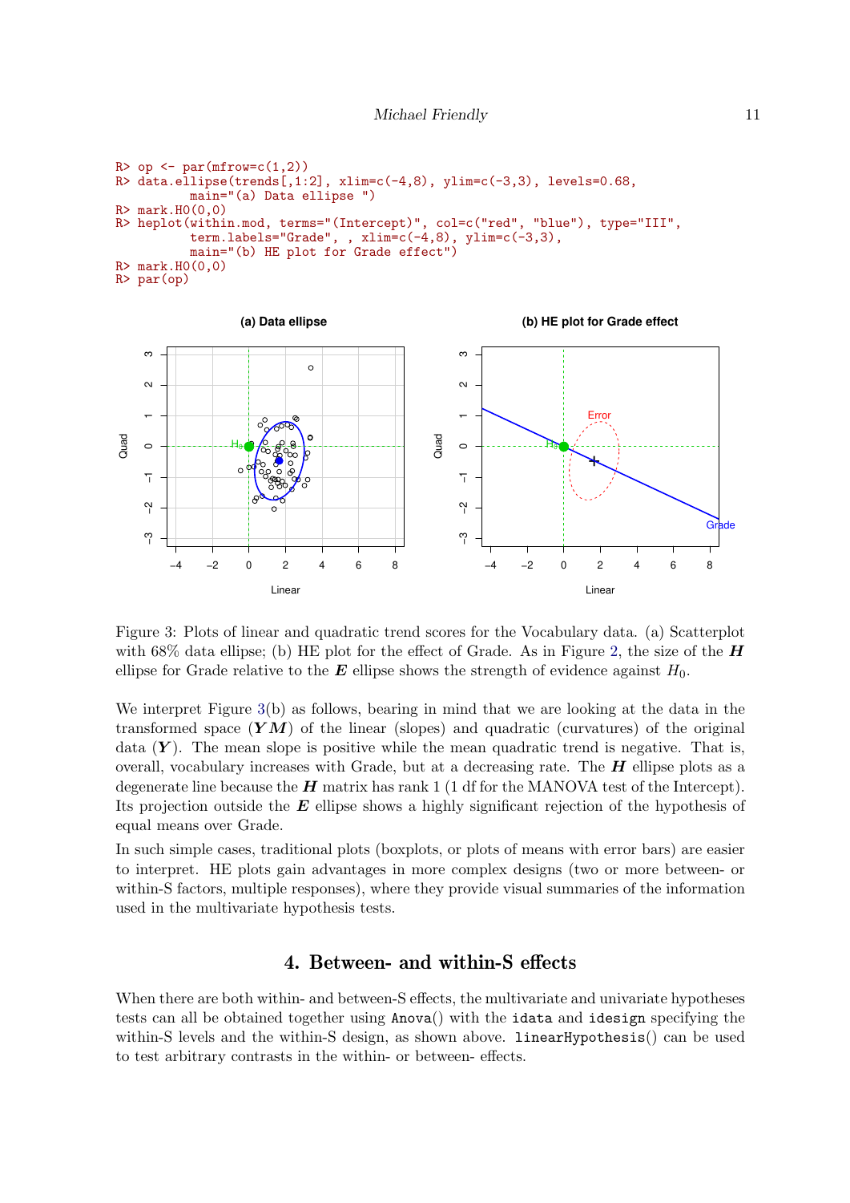```
R> op <- par(mfrow=c(1,2))
R> data.ellipse(trends[,1:2], xlim=c(-4,8), ylim=c(-3,3), levels=0.68,
        main="(a) Data ellipse ")
R> mark.H0(0,0)
R> heplot(within.mod, terms="(Intercept)", col=c("red", "blue"), type="III",
        term.labels="Grade", , xlim=c(-4,8), ylim=c(-3,3),
        main="(b) HE plot for Grade effect")
R> mark.H0(0,0)
R> par(op)
```

Figure 3: Plots of linear and quadratic trend scores for the Vocabulary data. (a) Scatterplot with 68% data ellipse; (b) HE plot for the effect of Grade. As in Figure 2, the size of the $\boldsymbol{H}$ ellipse for Grade relative to the $\boldsymbol{E}$ ellipse shows the strength of evidence against $H_0$.

We interpret Figure 3(b) as follows, bearing in mind that we are looking at the data in the transformed space ($\boldsymbol{YM}$) of the linear (slopes) and quadratic (curvatures) of the original data ($\boldsymbol{Y}$). The mean slope is positive while the mean quadratic trend is negative. That is, overall, vocabulary increases with Grade, but at a decreasing rate. The $\boldsymbol{H}$ ellipse plots as a degenerate line because the $\boldsymbol{H}$ matrix has rank 1 (1 df for the MANOVA test of the Intercept). Its projection outside the $\boldsymbol{E}$ ellipse shows a highly significant rejection of the hypothesis of equal means over Grade.

In such simple cases, traditional plots (boxplots, or plots of means with error bars) are easier to interpret. HE plots gain advantages in more complex designs (two or more between- or within-S factors, multiple responses), where they provide visual summaries of the information used in the multivariate hypothesis tests.

## 4. Between- and within-S effects

When there are both within- and between-S effects, the multivariate and univariate hypotheses tests can all be obtained together using `Anova()` with the `idata` and `idesign` specifying the within-S levels and the within-S design, as shown above. `linearHypothesis()` can be used to test arbitrary contrasts in the within- or between- effects.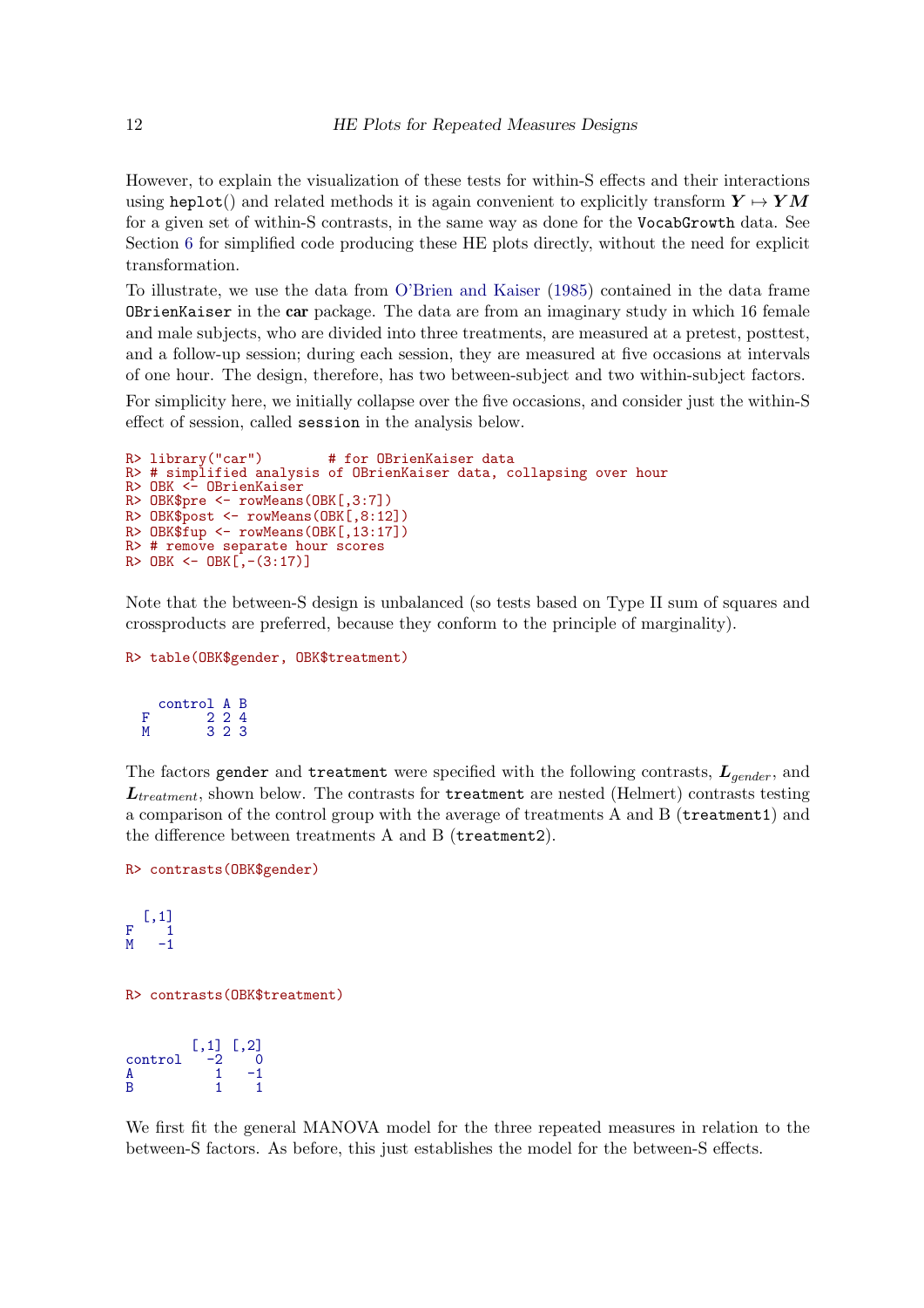However, to explain the visualization of these tests for within-S effects and their interactions using `heplot()` and related methods it is again convenient to explicitly transform $\boldsymbol{Y} \mapsto \boldsymbol{Y}\boldsymbol{M}$ for a given set of within-S contrasts, in the same way as done for the `VocabGrowth` data. See Section 6 for simplified code producing these HE plots directly, without the need for explicit transformation.

To illustrate, we use the data from O'Brien and Kaiser (1985) contained in the data frame `OBrienKaiser` in the **car** package. The data are from an imaginary study in which 16 female and male subjects, who are divided into three treatments, are measured at a pretest, posttest, and a follow-up session; during each session, they are measured at five occasions at intervals of one hour. The design, therefore, has two between-subject and two within-subject factors.

For simplicity here, we initially collapse over the five occasions, and consider just the within-S effect of session, called `session` in the analysis below.

```
R> library("car")        # for OBrienKaiser data
R> # simplified analysis of OBrienKaiser data, collapsing over hour
R> OBK <- OBrienKaiser
R> OBK$pre <- rowMeans(OBK[,3:7])
R> OBK$post <- rowMeans(OBK[,8:12])
R> OBK$fup <- rowMeans(OBK[,13:17])
R> # remove separate hour scores
R> OBK <- OBK[,-(3:17)]
```

Note that the between-S design is unbalanced (so tests based on Type II sum of squares and crossproducts are preferred, because they conform to the principle of marginality).

```
R> table(OBK$gender, OBK$treatment)
```

```

    control A B
  F       2 2 4
  M       3 2 3
```

The factors `gender` and `treatment` were specified with the following contrasts, $\boldsymbol{L}_{gender}$, and $\boldsymbol{L}_{treatment}$, shown below. The contrasts for `treatment` are nested (Helmert) contrasts testing a comparison of the control group with the average of treatments A and B (`treatment1`) and the difference between treatments A and B (`treatment2`).

```
R> contrasts(OBK$gender)
```

```
  [,1]
F    1
M   -1
```

```
R> contrasts(OBK$treatment)
```

```
        [,1] [,2]
control   -2    0
A          1   -1
B          1    1
```

We first fit the general MANOVA model for the three repeated measures in relation to the between-S factors. As before, this just establishes the model for the between-S effects.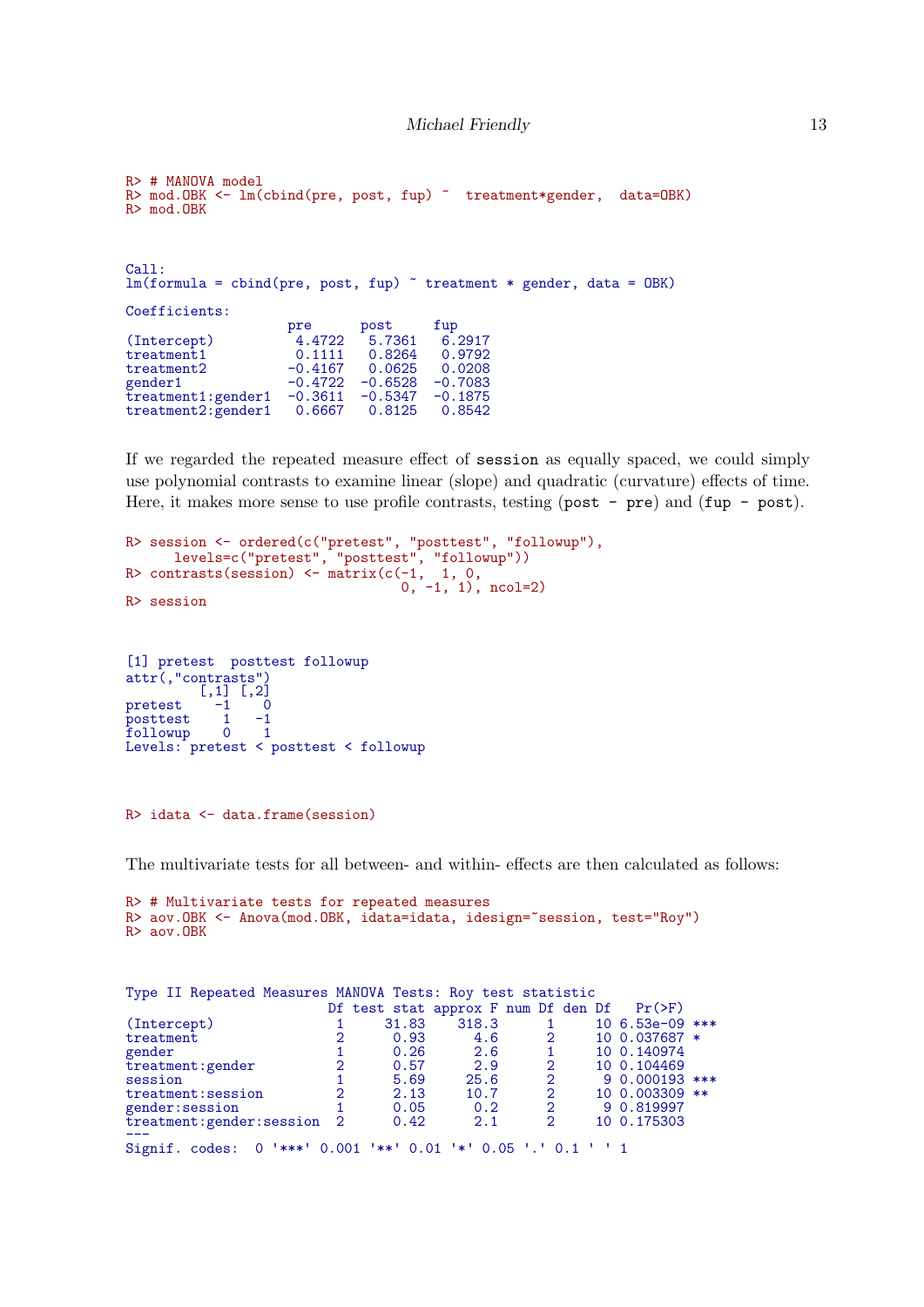```
R> # MANOVA model
R> mod.OBK <- lm(cbind(pre, post, fup) ~  treatment*gender,  data=OBK)
R> mod.OBK
```

```
Call:
lm(formula = cbind(pre, post, fup) ~ treatment * gender, data = OBK)

Coefficients:
                   pre      post     fup    
(Intercept)         4.4722   5.7361   6.2917
treatment1          0.1111   0.8264   0.9792
treatment2         -0.4167   0.0625   0.0208
gender1            -0.4722  -0.6528  -0.7083
treatment1:gender1  -0.3611  -0.5347  -0.1875
treatment2:gender1   0.6667   0.8125   0.8542
```

If we regarded the repeated measure effect of `session` as equally spaced, we could simply use polynomial contrasts to examine linear (slope) and quadratic (curvature) effects of time. Here, it makes more sense to use profile contrasts, testing (`post - pre`) and (`fup - post`).

```
R> session <- ordered(c("pretest", "posttest", "followup"),
     levels=c("pretest", "posttest", "followup"))
R> contrasts(session) <- matrix(c(-1,  1, 0,
                                  0, -1, 1), ncol=2)
R> session
```

```
[1] pretest  posttest followup
attr(,"contrasts")
         [,1] [,2]
pretest    -1    0
posttest    1   -1
followup    0    1
Levels: pretest < posttest < followup
```

```
R> idata <- data.frame(session)
```

The multivariate tests for all between- and within- effects are then calculated as follows:

```
R> # Multivariate tests for repeated measures
R> aov.OBK <- Anova(mod.OBK, idata=idata, idesign=~session, test="Roy")
R> aov.OBK
```

```
Type II Repeated Measures MANOVA Tests: Roy test statistic
                        Df test stat approx F num Df den Df   Pr(>F)    
(Intercept)              1     31.83    318.3      1     10 6.53e-09 ***
treatment                2      0.93      4.6      2     10 0.037687 *  
gender                   1      0.26      2.6      1     10 0.140974    
treatment:gender         2      0.57      2.9      2     10 0.104469    
session                  1      5.69     25.6      2      9 0.000193 ***
treatment:session        2      2.13     10.7      2     10 0.003309 ** 
gender:session           1      0.05      0.2      2      9 0.819997    
treatment:gender:session  2      0.42      2.1      2     10 0.175303    
---
Signif. codes:  0 '***' 0.001 '**' 0.01 '*' 0.05 '.' 0.1 ' ' 1
```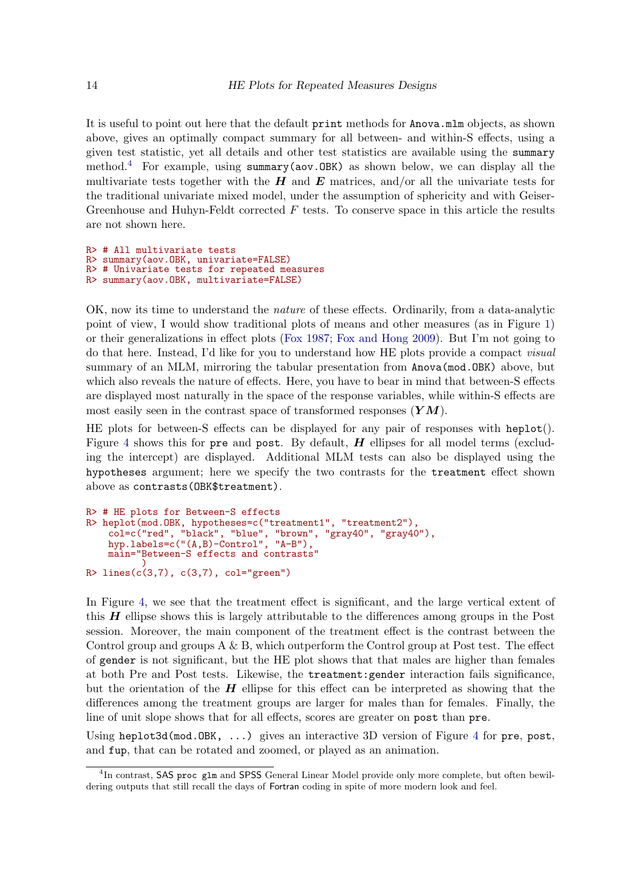It is useful to point out here that the default `print` methods for `Anova.mlm` objects, as shown above, gives an optimally compact summary for all between- and within-S effects, using a given test statistic, yet all details and other test statistics are available using the `summary` method.[4] For example, using `summary(aov.OBK)` as shown below, we can display all the multivariate tests together with the $\boldsymbol{H}$ and $\boldsymbol{E}$ matrices, and/or all the univariate tests for the traditional univariate mixed model, under the assumption of sphericity and with Geiser-Greenhouse and Huhyn-Feldt corrected $F$ tests. To conserve space in this article the results are not shown here.

```
R> # All multivariate tests
R> summary(aov.OBK, univariate=FALSE)
R> # Univariate tests for repeated measures
R> summary(aov.OBK, multivariate=FALSE)
```

OK, now its time to understand the *nature* of these effects. Ordinarily, from a data-analytic point of view, I would show traditional plots of means and other measures (as in Figure 1) or their generalizations in effect plots (Fox 1987; Fox and Hong 2009). But I'm not going to do that here. Instead, I'd like for you to understand how HE plots provide a compact *visual* summary of an MLM, mirroring the tabular presentation from `Anova(mod.OBK)` above, but which also reveals the nature of effects. Here, you have to bear in mind that between-S effects are displayed most naturally in the space of the response variables, while within-S effects are most easily seen in the contrast space of transformed responses ($\boldsymbol{YM}$).

HE plots for between-S effects can be displayed for any pair of responses with `heplot()`. Figure 4 shows this for `pre` and `post`. By default, $\boldsymbol{H}$ ellipses for all model terms (excluding the intercept) are displayed. Additional MLM tests can also be displayed using the `hypotheses` argument; here we specify the two contrasts for the `treatment` effect shown above as `contrasts(OBK$treatment)`.

```
R> # HE plots for Between-S effects
R> heplot(mod.OBK, hypotheses=c("treatment1", "treatment2"),
    col=c("red", "black", "blue", "brown", "gray40", "gray40"),
    hyp.labels=c("(A,B)-Control", "A-B"),
    main="Between-S effects and contrasts"
        )
R> lines(c(3,7), c(3,7), col="green")
```

In Figure 4, we see that the treatment effect is significant, and the large vertical extent of this $\boldsymbol{H}$ ellipse shows this is largely attributable to the differences among groups in the Post session. Moreover, the main component of the treatment effect is the contrast between the Control group and groups A & B, which outperform the Control group at Post test. The effect of `gender` is not significant, but the HE plot shows that that males are higher than females at both Pre and Post tests. Likewise, the `treatment:gender` interaction fails significance, but the orientation of the $\boldsymbol{H}$ ellipse for this effect can be interpreted as showing that the differences among the treatment groups are larger for males than for females. Finally, the line of unit slope shows that for all effects, scores are greater on `post` than `pre`.

Using `heplot3d(mod.OBK, ...)` gives an interactive 3D version of Figure 4 for `pre`, `post`, and `fup`, that can be rotated and zoomed, or played as an animation.

[4] In contrast, SAS `proc glm` and SPSS General Linear Model provide only more complete, but often bewildering outputs that still recall the days of Fortran coding in spite of more modern look and feel.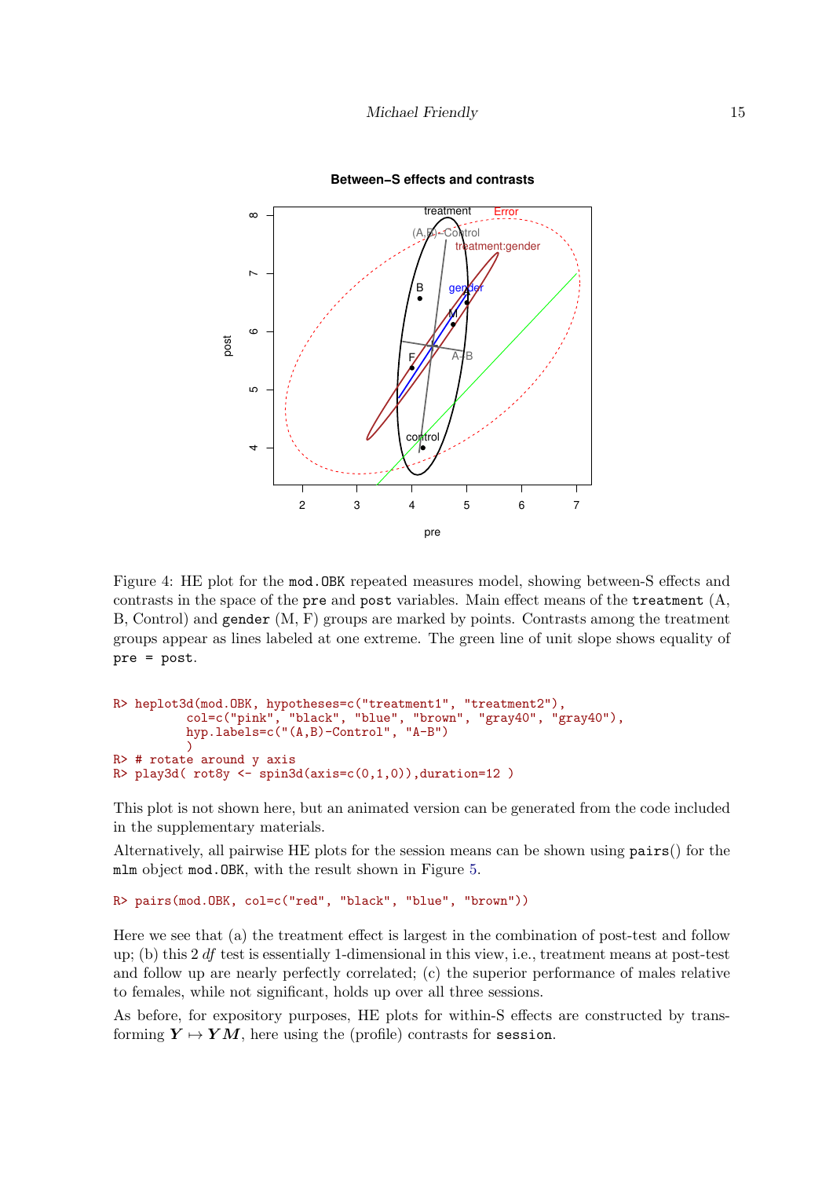Figure 4: HE plot for the mod.OBK repeated measures model, showing between-S effects and contrasts in the space of the pre and post variables. Main effect means of the treatment (A, B, Control) and gender (M, F) groups are marked by points. Contrasts among the treatment groups appear as lines labeled at one extreme. The green line of unit slope shows equality of pre = post.

```
R> heplot3d(mod.OBK, hypotheses=c("treatment1", "treatment2"),
         col=c("pink", "black", "blue", "brown", "gray40", "gray40"),
         hyp.labels=c("(A,B)-Control", "A-B")
         )
R> # rotate around y axis
R> play3d( rot8y <- spin3d(axis=c(0,1,0)),duration=12 )
```

This plot is not shown here, but an animated version can be generated from the code included in the supplementary materials.

Alternatively, all pairwise HE plots for the session means can be shown using pairs() for the mlm object mod.OBK, with the result shown in Figure 5.

```
R> pairs(mod.OBK, col=c("red", "black", "blue", "brown"))
```

Here we see that (a) the treatment effect is largest in the combination of post-test and follow up; (b) this 2 *df* test is essentially 1-dimensional in this view, i.e., treatment means at post-test and follow up are nearly perfectly correlated; (c) the superior performance of males relative to females, while not significant, holds up over all three sessions.

As before, for expository purposes, HE plots for within-S effects are constructed by transforming $\boldsymbol{Y} \mapsto \boldsymbol{Y}\boldsymbol{M}$, here using the (profile) contrasts for session.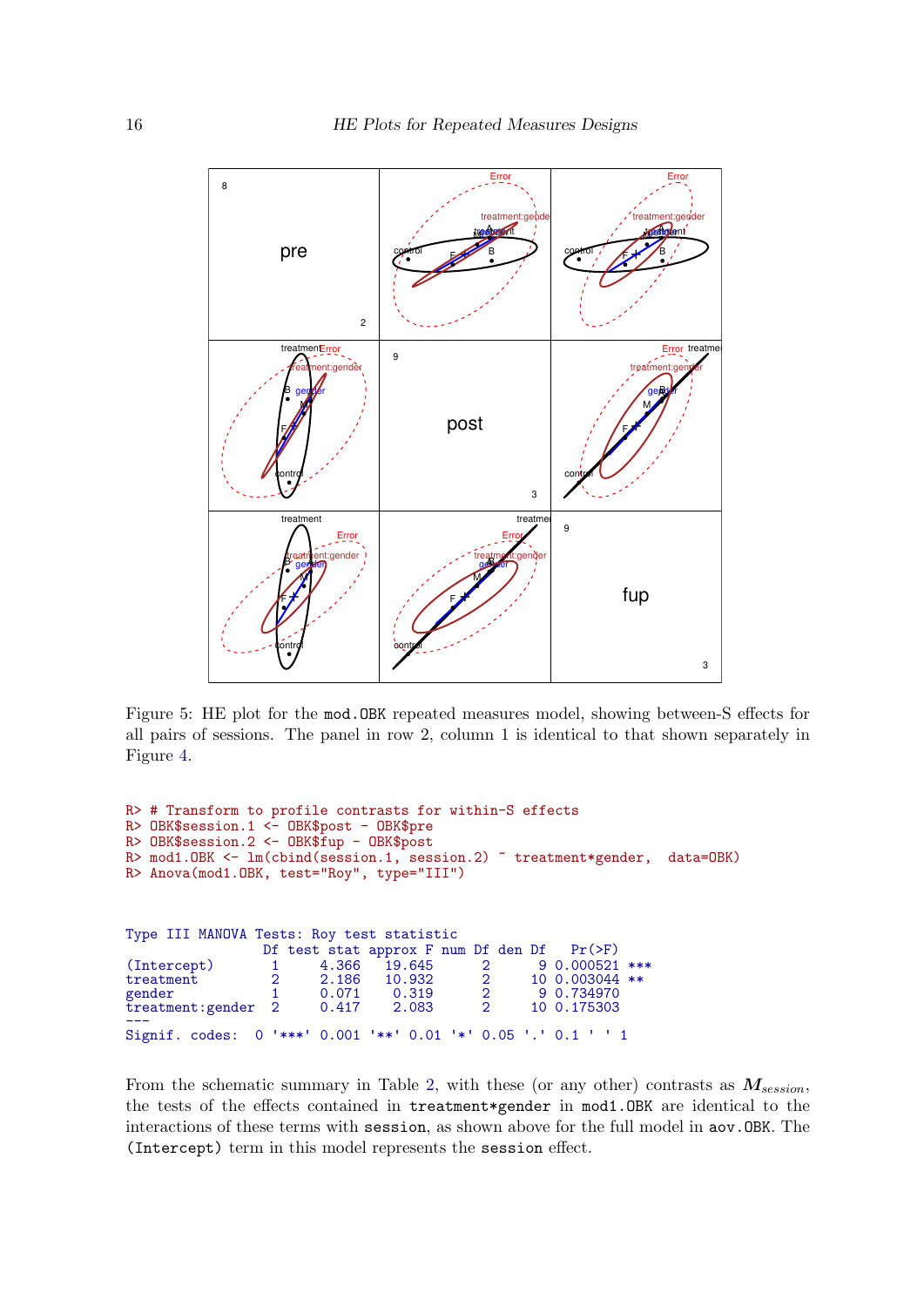Figure 5: HE plot for the mod.OBK repeated measures model, showing between-S effects for all pairs of sessions. The panel in row 2, column 1 is identical to that shown separately in Figure 4.

```
R> # Transform to profile contrasts for within-S effects
R> OBK$session.1 <- OBK$post - OBK$pre
R> OBK$session.2 <- OBK$fup - OBK$post
R> mod1.OBK <- lm(cbind(session.1, session.2) ~ treatment*gender,  data=OBK)
R> Anova(mod1.OBK, test="Roy", type="III")
```

```
Type III MANOVA Tests: Roy test statistic
                 Df test stat approx F num Df den Df    Pr(>F)
(Intercept)       1     4.366   19.645      2      9 0.000521 ***
treatment         2     2.186   10.932      2     10 0.003044 **
gender            1     0.071    0.319      2      9 0.734970
treatment:gender  2     0.417    2.083      2     10 0.175303
---
Signif. codes:  0 '***' 0.001 '**' 0.01 '*' 0.05 '.' 0.1 ' ' 1
```

From the schematic summary in Table 2, with these (or any other) contrasts as $\boldsymbol{M}_{session}$, the tests of the effects contained in treatment*gender in mod1.OBK are identical to the interactions of these terms with session, as shown above for the full model in aov.OBK. The (Intercept) term in this model represents the session effect.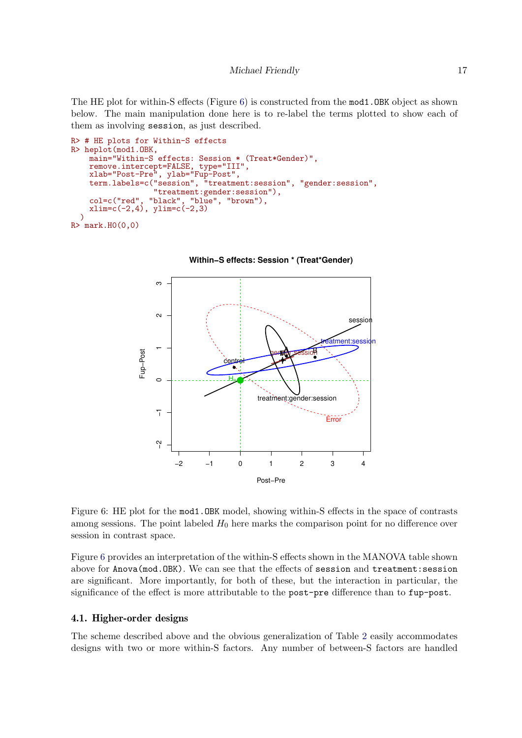The HE plot for within-S effects (Figure 6) is constructed from the `mod1.OBK` object as shown below. The main manipulation done here is to re-label the terms plotted to show each of them as involving `session`, as just described.

```
R> # HE plots for Within-S effects
R> heplot(mod1.OBK,
    main="Within-S effects: Session * (Treat*Gender)",
    remove.intercept=FALSE, type="III",
    xlab="Post-Pre", ylab="Fup-Post",
    term.labels=c("session", "treatment:session", "gender:session",
                  "treatment:gender:session"),
    col=c("red", "black", "blue", "brown"),
    xlim=c(-2,4), ylim=c(-2,3)
  )
R> mark.H0(0,0)
```

Figure 6: HE plot for the `mod1.OBK` model, showing within-S effects in the space of contrasts among sessions. The point labeled $H_0$ here marks the comparison point for no difference over session in contrast space.

Figure 6 provides an interpretation of the within-S effects shown in the MANOVA table shown above for `Anova(mod.OBK)`. We can see that the effects of `session` and `treatment:session` are significant. More importantly, for both of these, but the interaction in particular, the significance of the effect is more attributable to the `post-pre` difference than to `fup-post`.

## 4.1. Higher-order designs

The scheme described above and the obvious generalization of Table 2 easily accommodates designs with two or more within-S factors. Any number of between-S factors are handled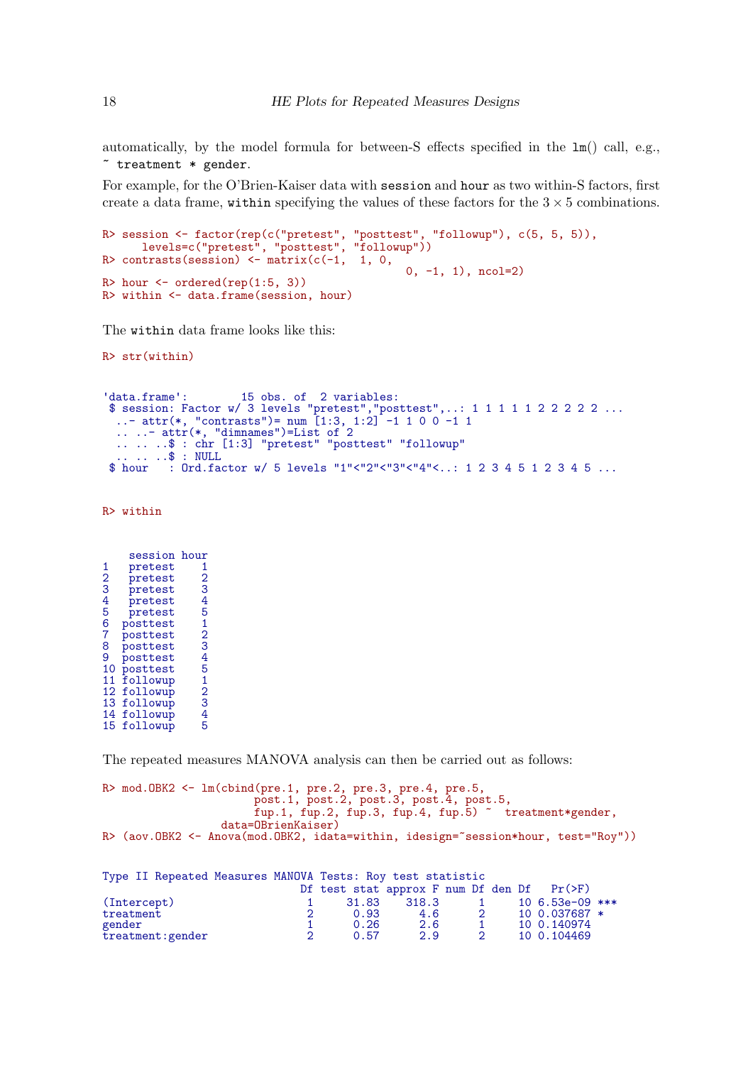automatically, by the model formula for between-S effects specified in the `lm()` call, e.g., `~ treatment * gender`.

For example, for the O'Brien-Kaiser data with `session` and `hour` as two within-S factors, first create a data frame, `within` specifying the values of these factors for the $3 \times 5$ combinations.

```
R> session <- factor(rep(c("pretest", "posttest", "followup"), c(5, 5, 5)),
      levels=c("pretest", "posttest", "followup"))
R> contrasts(session) <- matrix(c(-1,  1, 0,
                                              0, -1, 1), ncol=2)
R> hour <- ordered(rep(1:5, 3))
R> within <- data.frame(session, hour)
```

The `within` data frame looks like this:

```
R> str(within)
```

```
'data.frame':       15 obs. of  2 variables:
 $ session: Factor w/ 3 levels "pretest","posttest",..: 1 1 1 1 1 2 2 2 2 2 ...
  ..- attr(*, "contrasts")= num [1:3, 1:2] -1 1 0 0 -1 1
  .. ..- attr(*, "dimnames")=List of 2
  .. .. ..$ : chr [1:3] "pretest" "posttest" "followup"
  .. .. ..$ : NULL
 $ hour   : Ord.factor w/ 5 levels "1"<"2"<"3"<"4"<..: 1 2 3 4 5 1 2 3 4 5 ...
```

```
R> within
```

```
    session hour
1   pretest    1
2   pretest    2
3   pretest    3
4   pretest    4
5   pretest    5
6  posttest    1
7  posttest    2
8  posttest    3
9  posttest    4
10 posttest    5
11 followup    1
12 followup    2
13 followup    3
14 followup    4
15 followup    5
```

The repeated measures MANOVA analysis can then be carried out as follows:

```
R> mod.OBK2 <- lm(cbind(pre.1, pre.2, pre.3, pre.4, pre.5,
                        post.1, post.2, post.3, post.4, post.5,
                        fup.1, fup.2, fup.3, fup.4, fup.5) ~  treatment*gender,
                  data=OBrienKaiser)
R> (aov.OBK2 <- Anova(mod.OBK2, idata=within, idesign=~session*hour, test="Roy"))
```

```
Type II Repeated Measures MANOVA Tests: Roy test statistic
                             Df test stat approx F num Df den Df   Pr(>F)
(Intercept)                   1     31.83    318.3      1     10 6.53e-09 ***
treatment                     2      0.93      4.6      2     10 0.037687 *
gender                        1      0.26      2.6      1     10 0.140974
treatment:gender              2      0.57      2.9      2     10 0.104469
```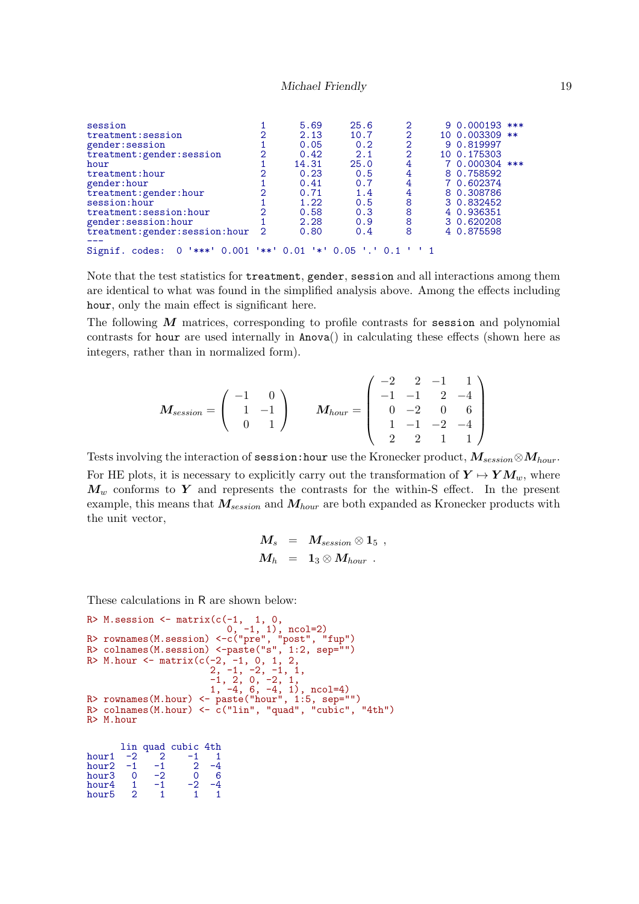```
session                       1      5.69     25.6      2      9 0.000193 ***
treatment:session             2      2.13     10.7      2     10 0.003309 **
gender:session                1      0.05      0.2      2      9 0.819997
treatment:gender:session      2      0.42      2.1      2     10 0.175303
hour                          1     14.31     25.0      4      7 0.000304 ***
treatment:hour                2      0.23      0.5      4      8 0.758592
gender:hour                   1      0.41      0.7      4      7 0.602374
treatment:gender:hour         2      0.71      1.4      4      8 0.308786
session:hour                  1      1.22      0.5      8      3 0.832452
treatment:session:hour        2      0.58      0.3      8      4 0.936351
gender:session:hour           1      2.28      0.9      8      3 0.620208
treatment:gender:session:hour 2      0.80      0.4      8      4 0.875598
---
Signif. codes:  0 '***' 0.001 '**' 0.01 '*' 0.05 '.' 0.1 ' ' 1
```

Note that the test statistics for `treatment`, `gender`, `session` and all interactions among them are identical to what was found in the simplified analysis above. Among the effects including `hour`, only the main effect is significant here.

The following $\boldsymbol{M}$ matrices, corresponding to profile contrasts for `session` and polynomial contrasts for `hour` are used internally in `Anova`() in calculating these effects (shown here as integers, rather than in normalized form).

$$\boldsymbol{M}_{session} = \begin{pmatrix} -1 & 0 \\ 1 & -1 \\ 0 & 1 \end{pmatrix} \qquad \boldsymbol{M}_{hour} = \begin{pmatrix} -2 & 2 & -1 & 1 \\ -1 & -1 & 2 & -4 \\ 0 & -2 & 0 & 6 \\ 1 & -1 & -2 & -4 \\ 2 & 2 & 1 & 1 \end{pmatrix}$$

Tests involving the interaction of `session:hour` use the Kronecker product, $\boldsymbol{M}_{session} \otimes \boldsymbol{M}_{hour}$. For HE plots, it is necessary to explicitly carry out the transformation of $\boldsymbol{Y} \mapsto \boldsymbol{Y}\boldsymbol{M}_w$, where $\boldsymbol{M}_w$ conforms to $\boldsymbol{Y}$ and represents the contrasts for the within-S effect. In the present example, this means that $\boldsymbol{M}_{session}$ and $\boldsymbol{M}_{hour}$ are both expanded as Kronecker products with the unit vector,

$$\begin{aligned} \boldsymbol{M}_s &= \boldsymbol{M}_{session} \otimes \mathbf{1}_5 \ , \\ \boldsymbol{M}_h &= \mathbf{1}_3 \otimes \boldsymbol{M}_{hour} \ . \end{aligned}$$

These calculations in R are shown below:

```
R> M.session <- matrix(c(-1,  1, 0,
                          0, -1, 1), ncol=2)
R> rownames(M.session) <-c("pre", "post", "fup")
R> colnames(M.session) <-paste("s", 1:2, sep="")
R> M.hour <- matrix(c(-2, -1, 0, 1, 2,
                      2, -1, -2, -1, 1,
                      -1, 2, 0, -2, 1,
                      1, -4, 6, -4, 1), ncol=4)
R> rownames(M.hour) <- paste("hour", 1:5, sep="")
R> colnames(M.hour) <- c("lin", "quad", "cubic", "4th")
R> M.hour
```

```
      lin quad cubic 4th
hour1  -2    2    -1   1
hour2  -1   -1     2  -4
hour3   0   -2     0   6
hour4   1   -1    -2  -4
hour5   2    1     1   1
```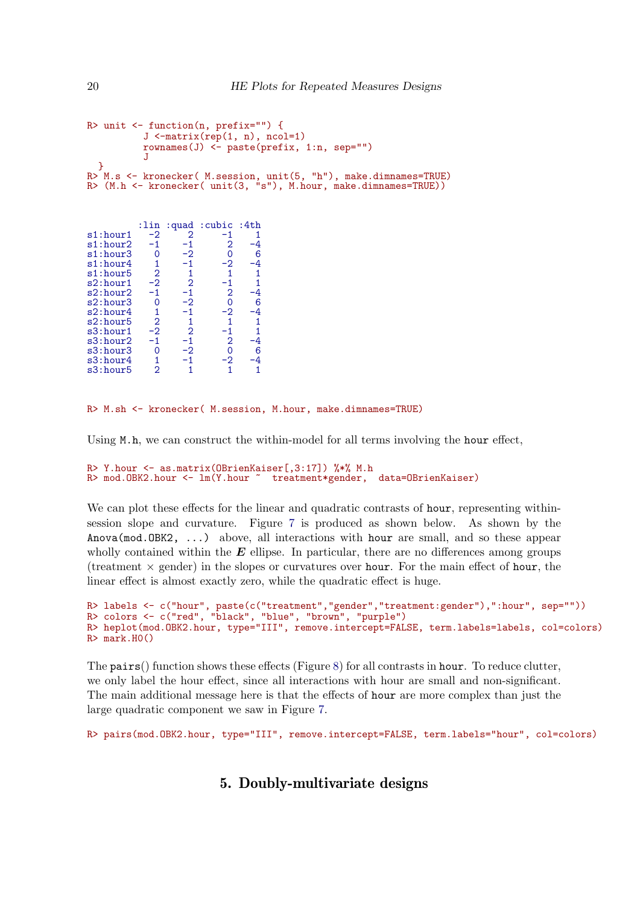```
R> unit <- function(n, prefix="") {
         J <-matrix(rep(1, n), ncol=1)
         rownames(J) <- paste(prefix, 1:n, sep="")
         J
  }
R> M.s <- kronecker( M.session, unit(5, "h"), make.dimnames=TRUE)
R> (M.h <- kronecker( unit(3, "s"), M.hour, make.dimnames=TRUE))
```

```
          :lin :quad :cubic :4th
s1:hour1   -2     2     -1    1
s1:hour2   -1    -1      2   -4
s1:hour3    0    -2      0    6
s1:hour4    1    -1     -2   -4
s1:hour5    2     1      1    1
s2:hour1   -2     2     -1    1
s2:hour2   -1    -1      2   -4
s2:hour3    0    -2      0    6
s2:hour4    1    -1     -2   -4
s2:hour5    2     1      1    1
s3:hour1   -2     2     -1    1
s3:hour2   -1    -1      2   -4
s3:hour3    0    -2      0    6
s3:hour4    1    -1     -2   -4
s3:hour5    2     1      1    1
```

```
R> M.sh <- kronecker( M.session, M.hour, make.dimnames=TRUE)
```

Using M.h, we can construct the within-model for all terms involving the hour effect,

```
R> Y.hour <- as.matrix(OBrienKaiser[,3:17]) %*% M.h
R> mod.OBK2.hour <- lm(Y.hour ~  treatment*gender,  data=OBrienKaiser)
```

We can plot these effects for the linear and quadratic contrasts of hour, representing within-session slope and curvature. Figure 7 is produced as shown below. As shown by the Anova(mod.OBK2, ...) above, all interactions with hour are small, and so these appear wholly contained within the $\boldsymbol{E}$ ellipse. In particular, there are no differences among groups (treatment $\times$ gender) in the slopes or curvatures over hour. For the main effect of hour, the linear effect is almost exactly zero, while the quadratic effect is huge.

```
R> labels <- c("hour", paste(c("treatment","gender","treatment:gender"),":hour", sep=""))
R> colors <- c("red", "black", "blue", "brown", "purple")
R> heplot(mod.OBK2.hour, type="III", remove.intercept=FALSE, term.labels=labels, col=colors)
R> mark.H0()
```

The pairs() function shows these effects (Figure 8) for all contrasts in hour. To reduce clutter, we only label the hour effect, since all interactions with hour are small and non-significant. The main additional message here is that the effects of hour are more complex than just the large quadratic component we saw in Figure 7.

```
R> pairs(mod.OBK2.hour, type="III", remove.intercept=FALSE, term.labels="hour", col=colors)
```

## 5. Doubly-multivariate designs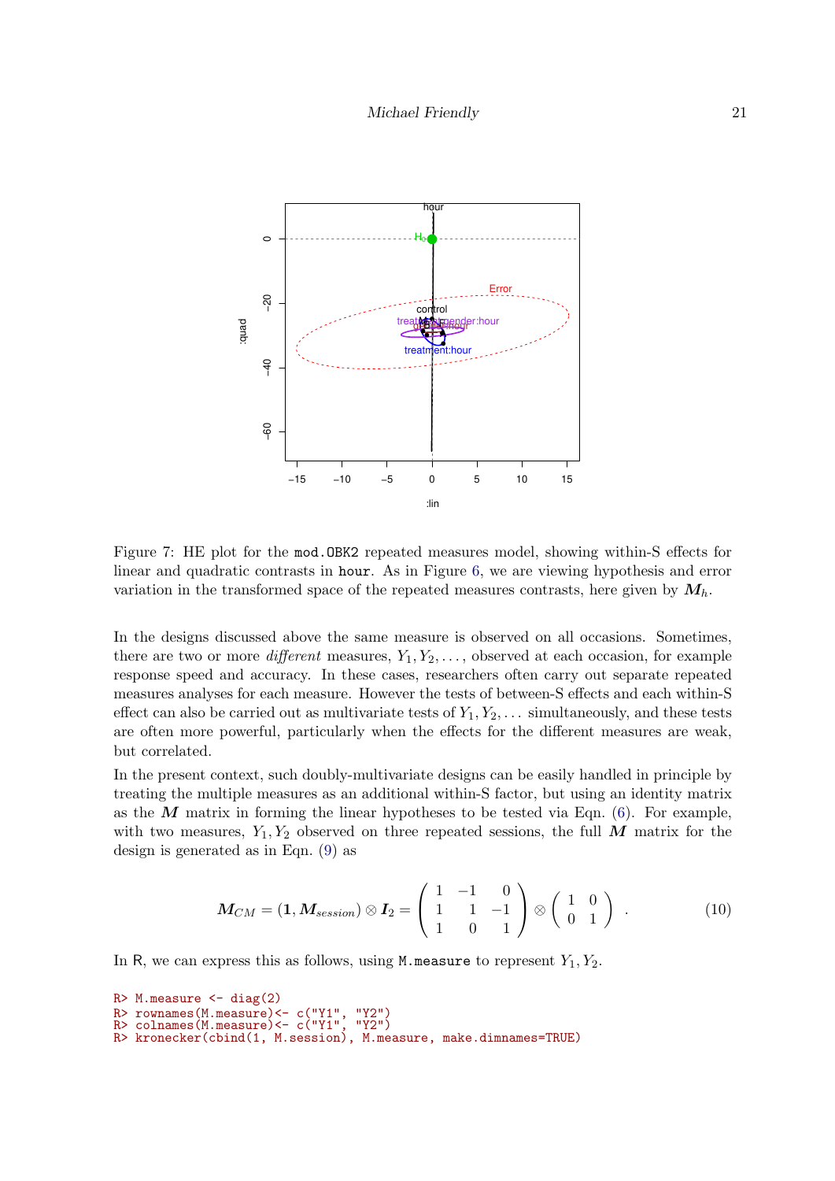Figure 7: HE plot for the mod.OBK2 repeated measures model, showing within-S effects for linear and quadratic contrasts in hour. As in Figure 6, we are viewing hypothesis and error variation in the transformed space of the repeated measures contrasts, here given by $\boldsymbol{M}_h$.

In the designs discussed above the same measure is observed on all occasions. Sometimes, there are two or more *different* measures, $Y_1, Y_2, \ldots$, observed at each occasion, for example response speed and accuracy. In these cases, researchers often carry out separate repeated measures analyses for each measure. However the tests of between-S effects and each within-S effect can also be carried out as multivariate tests of $Y_1, Y_2, \ldots$ simultaneously, and these tests are often more powerful, particularly when the effects for the different measures are weak, but correlated.

In the present context, such doubly-multivariate designs can be easily handled in principle by treating the multiple measures as an additional within-S factor, but using an identity matrix as the $\boldsymbol{M}$ matrix in forming the linear hypotheses to be tested via Eqn. (6). For example, with two measures, $Y_1, Y_2$ observed on three repeated sessions, the full $\boldsymbol{M}$ matrix for the design is generated as in Eqn. (9) as

$$\boldsymbol{M}_{CM} = (\boldsymbol{1}, \boldsymbol{M}_{session}) \otimes \boldsymbol{I}_2 = \begin{pmatrix} 1 & -1 & 0 \\ 1 & 1 & -1 \\ 1 & 0 & 1 \end{pmatrix} \otimes \begin{pmatrix} 1 & 0 \\ 0 & 1 \end{pmatrix} . \tag{10}$$

In R, we can express this as follows, using M.measure to represent $Y_1, Y_2$.

```
R> M.measure <- diag(2)
R> rownames(M.measure)<- c("Y1", "Y2")
R> colnames(M.measure)<- c("Y1", "Y2")
R> kronecker(cbind(1, M.session), M.measure, make.dimnames=TRUE)
```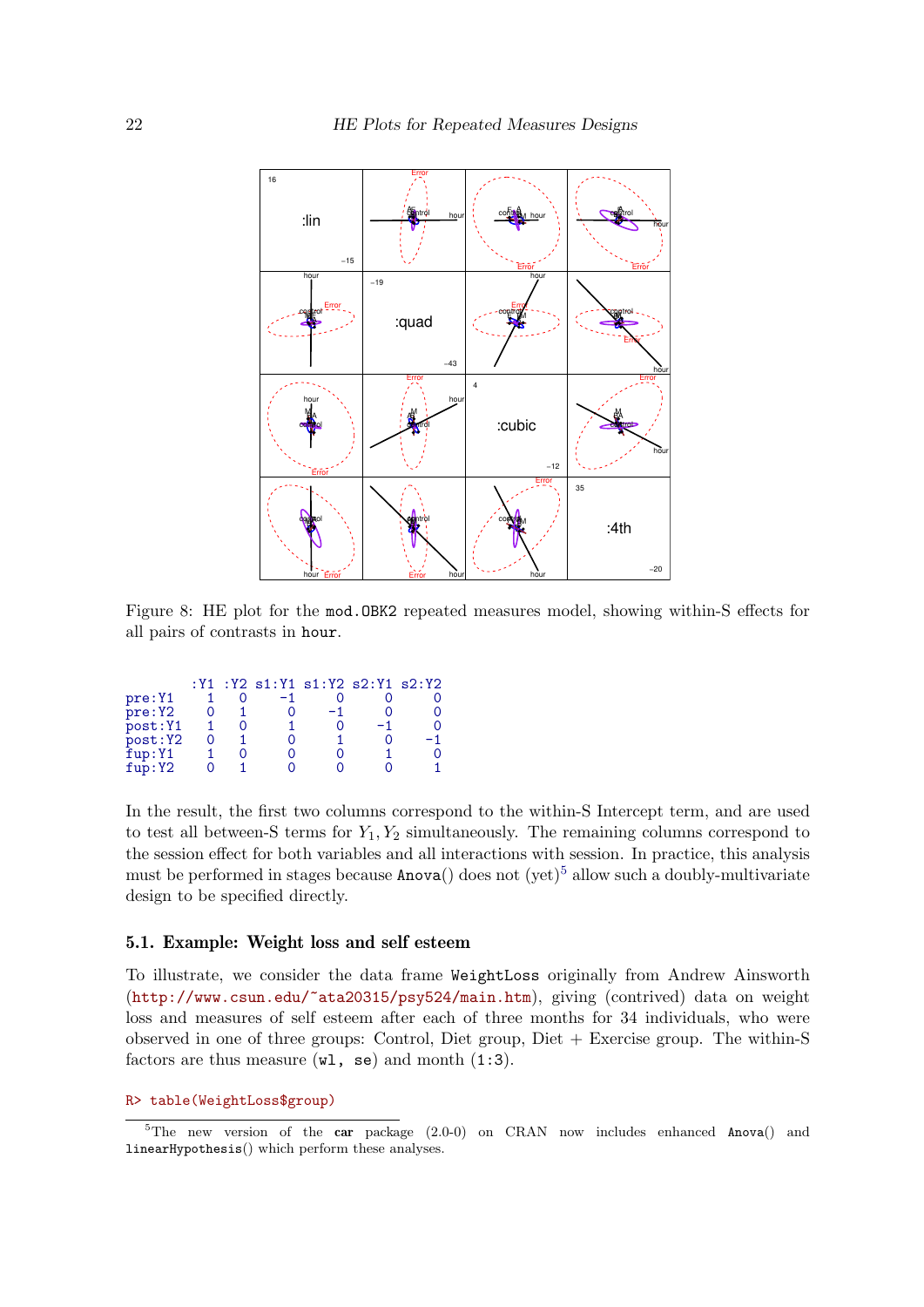Figure 8: HE plot for the `mod.OBK2` repeated measures model, showing within-S effects for all pairs of contrasts in `hour`.

```
        :Y1 :Y2 s1:Y1 s1:Y2 s2:Y1 s2:Y2
pre:Y1    1   0    -1     0     0     0
pre:Y2    0   1     0    -1     0     0
post:Y1   1   0     1     0    -1     0
post:Y2   0   1     0     1     0    -1
fup:Y1    1   0     0     0     1     0
fup:Y2    0   1     0     0     0     1
```

In the result, the first two columns correspond to the within-S Intercept term, and are used to test all between-S terms for $Y_1, Y_2$ simultaneously. The remaining columns correspond to the session effect for both variables and all interactions with session. In practice, this analysis must be performed in stages because `Anova()` does not (yet)[5] allow such a doubly-multivariate design to be specified directly.

### 5.1. Example: Weight loss and self esteem

To illustrate, we consider the data frame `WeightLoss` originally from Andrew Ainsworth (http://www.csun.edu/~ata20315/psy524/main.htm), giving (contrived) data on weight loss and measures of self esteem after each of three months for 34 individuals, who were observed in one of three groups: Control, Diet group, Diet + Exercise group. The within-S factors are thus measure (`wl, se`) and month (`1:3`).

```
R> table(WeightLoss$group)
```

[5] The new version of the **car** package (2.0-0) on CRAN now includes enhanced `Anova()` and `linearHypothesis()` which perform these analyses.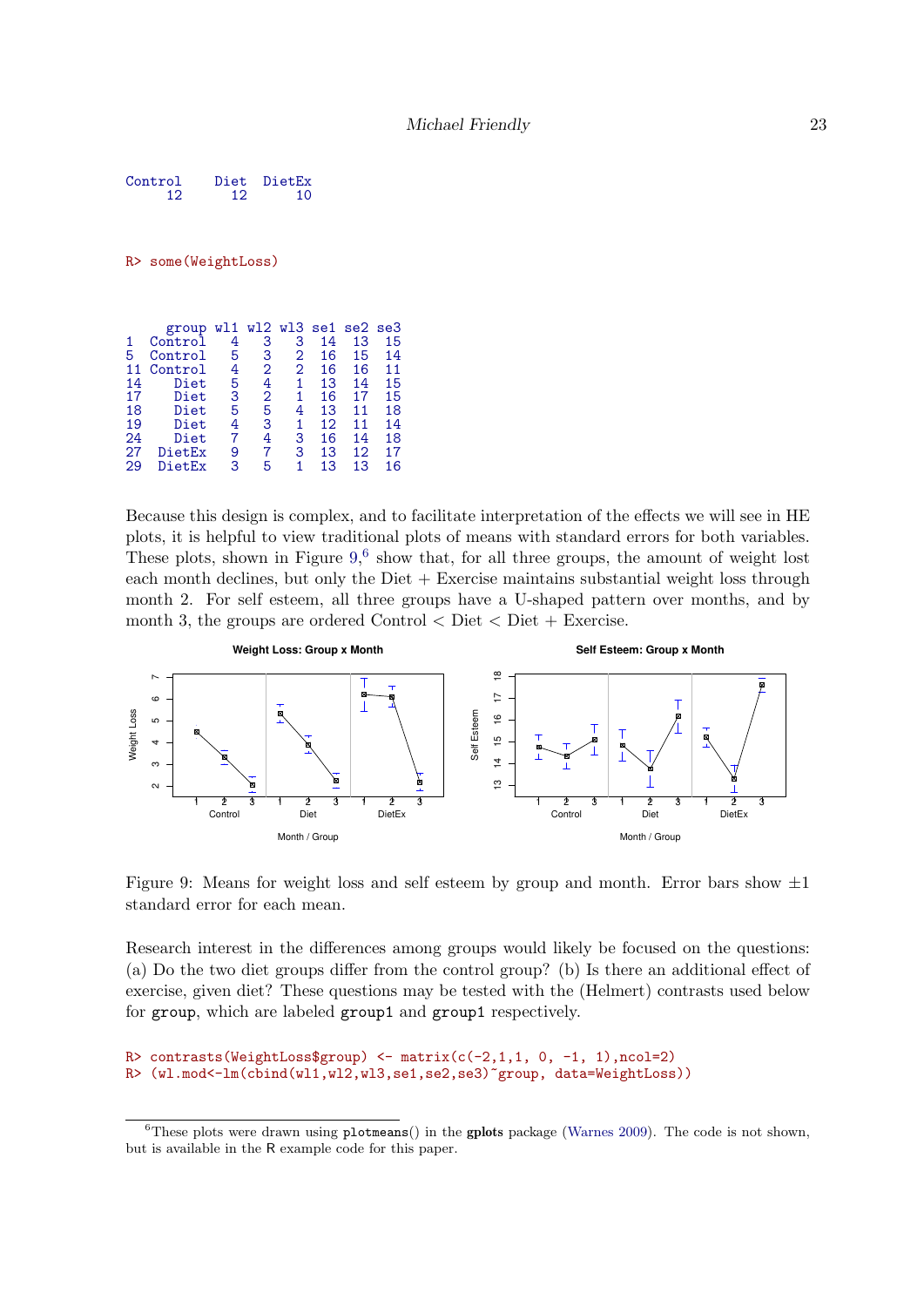```
Control    Diet  DietEx
     12      12      10
```

```
R> some(WeightLoss)
```

```
     group wl1 wl2 wl3 se1 se2 se3
1  Control   4   3   3  14  13  15
5  Control   5   3   2  16  15  14
11 Control   4   2   2  16  16  11
14    Diet   5   4   1  13  14  15
17    Diet   3   2   1  16  17  15
18    Diet   5   5   4  13  11  18
19    Diet   4   3   1  12  11  14
24    Diet   7   4   3  16  14  18
27  DietEx   9   7   3  13  12  17
29  DietEx   3   5   1  13  13  16
```

Because this design is complex, and to facilitate interpretation of the effects we will see in HE plots, it is helpful to view traditional plots of means with standard errors for both variables. These plots, shown in Figure 9,[6] show that, for all three groups, the amount of weight lost each month declines, but only the Diet + Exercise maintains substantial weight loss through month 2. For self esteem, all three groups have a U-shaped pattern over months, and by month 3, the groups are ordered Control < Diet < Diet + Exercise.

Figure 9: Means for weight loss and self esteem by group and month. Error bars show ±1 standard error for each mean.

Research interest in the differences among groups would likely be focused on the questions: (a) Do the two diet groups differ from the control group? (b) Is there an additional effect of exercise, given diet? These questions may be tested with the (Helmert) contrasts used below for `group`, which are labeled `group1` and `group1` respectively.

```
R> contrasts(WeightLoss$group) <- matrix(c(-2,1,1, 0, -1, 1),ncol=2)
R> (wl.mod<-lm(cbind(wl1,wl2,wl3,se1,se2,se3)~group, data=WeightLoss))
```

[6] These plots were drawn using `plotmeans()` in the **gplots** package (Warnes 2009). The code is not shown, but is available in the R example code for this paper.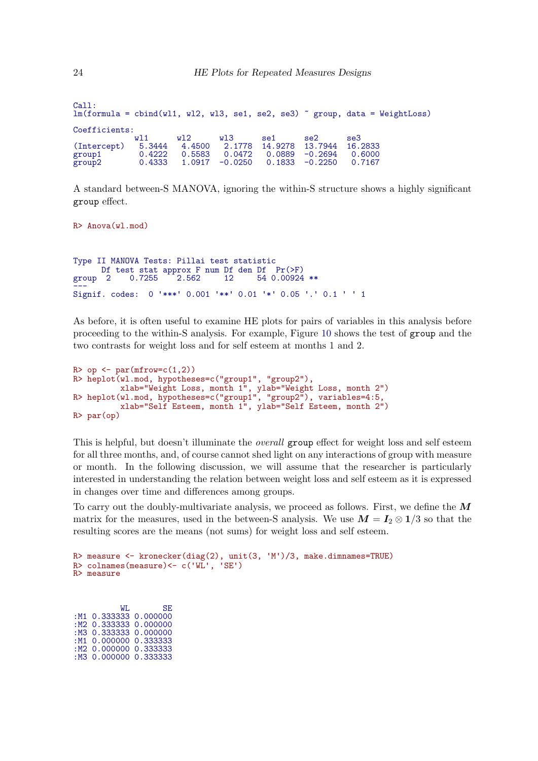```
Call:
lm(formula = cbind(wl1, wl2, wl3, se1, se2, se3) ~ group, data = WeightLoss)

Coefficients:
             wl1      wl2      wl3      se1      se2      se3
(Intercept)   5.3444   4.4500   2.1778  14.9278  13.7944  16.2833
group1        0.4222   0.5583   0.0472   0.0889  -0.2694   0.6000
group2        0.4333   1.0917  -0.0250   0.1833  -0.2250   0.7167
```

A standard between-S MANOVA, ignoring the within-S structure shows a highly significant `group` effect.

```
R> Anova(wl.mod)
```

```
Type II MANOVA Tests: Pillai test statistic
      Df test stat approx F num Df den Df  Pr(>F)
group  2    0.7255    2.562     12     54 0.00924 **
---
Signif. codes:  0 '***' 0.001 '**' 0.01 '*' 0.05 '.' 0.1 ' ' 1
```

As before, it is often useful to examine HE plots for pairs of variables in this analysis before proceeding to the within-S analysis. For example, Figure 10 shows the test of `group` and the two contrasts for weight loss and for self esteem at months 1 and 2.

```
R> op <- par(mfrow=c(1,2))
R> heplot(wl.mod, hypotheses=c("group1", "group2"),
         xlab="Weight Loss, month 1", ylab="Weight Loss, month 2")
R> heplot(wl.mod, hypotheses=c("group1", "group2"), variables=4:5,
         xlab="Self Esteem, month 1", ylab="Self Esteem, month 2")
R> par(op)
```

This is helpful, but doesn't illuminate the *overall* `group` effect for weight loss and self esteem for all three months, and, of course cannot shed light on any interactions of group with measure or month. In the following discussion, we will assume that the researcher is particularly interested in understanding the relation between weight loss and self esteem as it is expressed in changes over time and differences among groups.

To carry out the doubly-multivariate analysis, we proceed as follows. First, we define the $\boldsymbol{M}$ matrix for the measures, used in the between-S analysis. We use $\boldsymbol{M} = \boldsymbol{I}_2 \otimes \mathbf{1}/3$ so that the resulting scores are the means (not sums) for weight loss and self esteem.

```
R> measure <- kronecker(diag(2), unit(3, 'M')/3, make.dimnames=TRUE)
R> colnames(measure)<- c('WL', 'SE')
R> measure
```

```
          WL       SE
:M1 0.333333 0.000000
:M2 0.333333 0.000000
:M3 0.333333 0.000000
:M1 0.000000 0.333333
:M2 0.000000 0.333333
:M3 0.000000 0.333333
```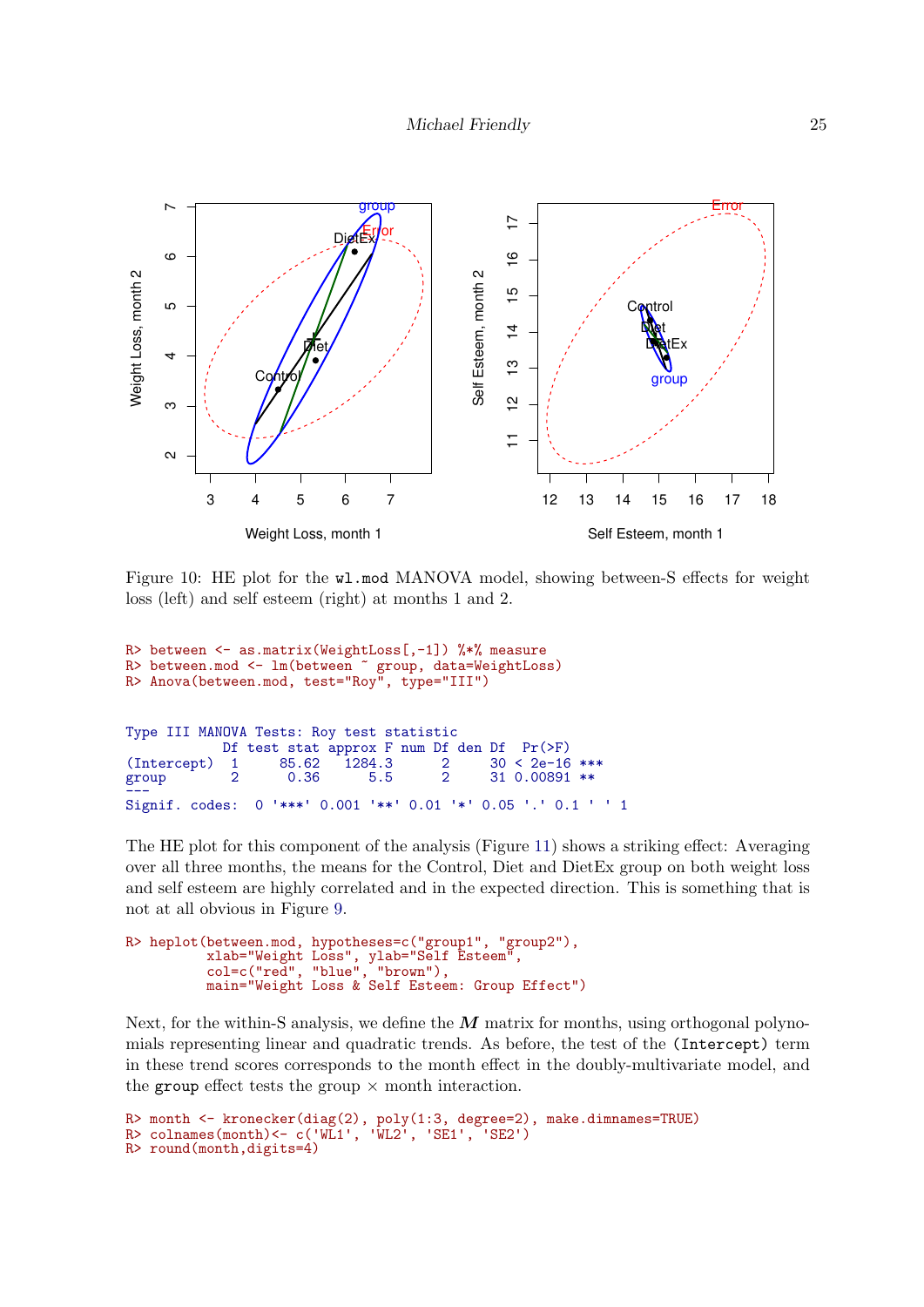Figure 10: HE plot for the `wl.mod` MANOVA model, showing between-S effects for weight loss (left) and self esteem (right) at months 1 and 2.

```
R> between <- as.matrix(WeightLoss[,-1]) %*% measure
R> between.mod <- lm(between ~ group, data=WeightLoss)
R> Anova(between.mod, test="Roy", type="III")
```

```
Type III MANOVA Tests: Roy test statistic
            Df test stat approx F num Df den Df  Pr(>F)
(Intercept)  1     85.62   1284.3      2     30 < 2e-16 ***
group        2      0.36      5.5      2     31 0.00891 **
---
Signif. codes:  0 '***' 0.001 '**' 0.01 '*' 0.05 '.' 0.1 ' ' 1
```

The HE plot for this component of the analysis (Figure 11) shows a striking effect: Averaging over all three months, the means for the Control, Diet and DietEx group on both weight loss and self esteem are highly correlated and in the expected direction. This is something that is not at all obvious in Figure 9.

```
R> heplot(between.mod, hypotheses=c("group1", "group2"),
          xlab="Weight Loss", ylab="Self Esteem",
          col=c("red", "blue", "brown"),
          main="Weight Loss & Self Esteem: Group Effect")
```

Next, for the within-S analysis, we define the $\boldsymbol{M}$ matrix for months, using orthogonal polynomials representing linear and quadratic trends. As before, the test of the `(Intercept)` term in these trend scores corresponds to the month effect in the doubly-multivariate model, and the `group` effect tests the group $\times$ month interaction.

```
R> month <- kronecker(diag(2), poly(1:3, degree=2), make.dimnames=TRUE)
R> colnames(month)<- c('WL1', 'WL2', 'SE1', 'SE2')
R> round(month,digits=4)
```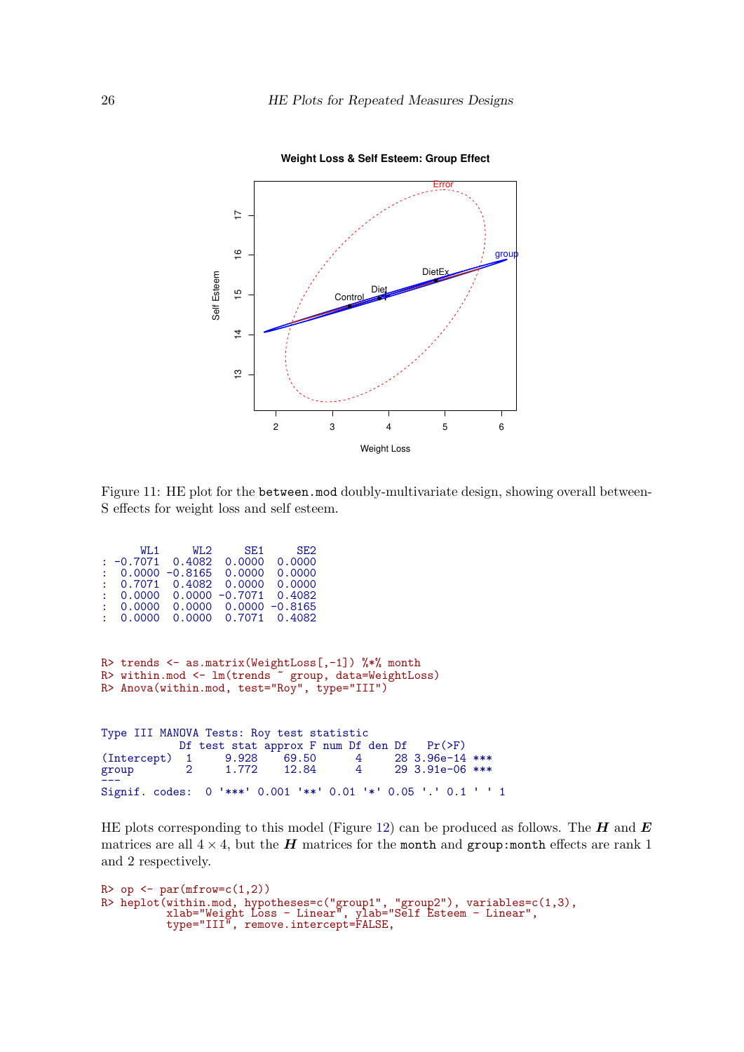Figure 11: HE plot for the `between.mod` doubly-multivariate design, showing overall between-S effects for weight loss and self esteem.

```
      WL1     WL2     SE1     SE2
: -0.7071  0.4082  0.0000  0.0000
:  0.0000 -0.8165  0.0000  0.0000
:  0.7071  0.4082  0.0000  0.0000
:  0.0000  0.0000 -0.7071  0.4082
:  0.0000  0.0000  0.0000 -0.8165
:  0.0000  0.0000  0.7071  0.4082
```

```
R> trends <- as.matrix(WeightLoss[,-1]) %*% month
R> within.mod <- lm(trends ~ group, data=WeightLoss)
R> Anova(within.mod, test="Roy", type="III")
```

```
Type III MANOVA Tests: Roy test statistic
            Df test stat approx F num Df den Df   Pr(>F)
(Intercept)  1     9.928    69.50      4     28 3.96e-14 ***
group        2     1.772    12.84      4     29 3.91e-06 ***
---
Signif. codes:  0 '***' 0.001 '**' 0.01 '*' 0.05 '.' 0.1 ' ' 1
```

HE plots corresponding to this model (Figure 12) can be produced as follows. The $\boldsymbol{H}$ and $\boldsymbol{E}$ matrices are all $4 \times 4$, but the $\boldsymbol{H}$ matrices for the `month` and `group:month` effects are rank 1 and 2 respectively.

```
R> op <- par(mfrow=c(1,2))
R> heplot(within.mod, hypotheses=c("group1", "group2"), variables=c(1,3),
          xlab="Weight Loss - Linear", ylab="Self Esteem - Linear",
          type="III", remove.intercept=FALSE,
```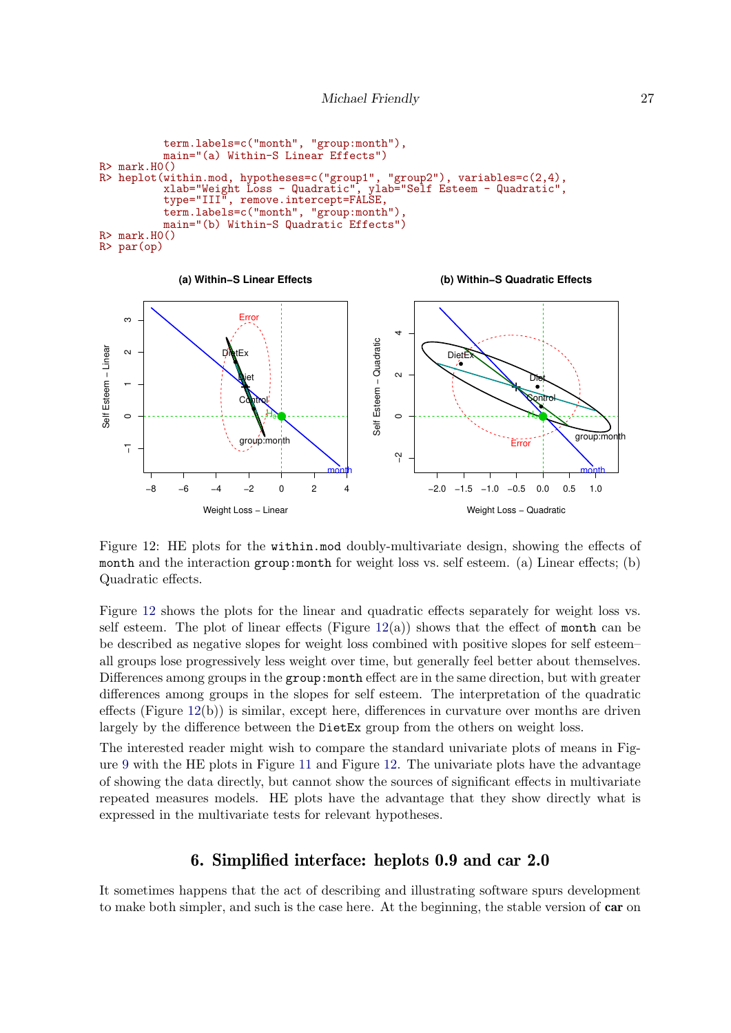```
         term.labels=c("month", "group:month"),
         main="(a) Within-S Linear Effects")
R> mark.H0()
R> heplot(within.mod, hypotheses=c("group1", "group2"), variables=c(2,4),
         xlab="Weight Loss - Quadratic", ylab="Self Esteem - Quadratic",
         type="III", remove.intercept=FALSE,
         term.labels=c("month", "group:month"),
         main="(b) Within-S Quadratic Effects")
R> mark.H0()
R> par(op)
```

Figure 12: HE plots for the `within.mod` doubly-multivariate design, showing the effects of `month` and the interaction `group:month` for weight loss vs. self esteem. (a) Linear effects; (b) Quadratic effects.

Figure 12 shows the plots for the linear and quadratic effects separately for weight loss vs. self esteem. The plot of linear effects (Figure 12(a)) shows that the effect of `month` can be be described as negative slopes for weight loss combined with positive slopes for self esteem– all groups lose progressively less weight over time, but generally feel better about themselves. Differences among groups in the `group:month` effect are in the same direction, but with greater differences among groups in the slopes for self esteem. The interpretation of the quadratic effects (Figure 12(b)) is similar, except here, differences in curvature over months are driven largely by the difference between the `DietEx` group from the others on weight loss.

The interested reader might wish to compare the standard univariate plots of means in Figure 9 with the HE plots in Figure 11 and Figure 12. The univariate plots have the advantage of showing the data directly, but cannot show the sources of significant effects in multivariate repeated measures models. HE plots have the advantage that they show directly what is expressed in the multivariate tests for relevant hypotheses.

## 6. Simplified interface: heplots 0.9 and car 2.0

It sometimes happens that the act of describing and illustrating software spurs development to make both simpler, and such is the case here. At the beginning, the stable version of **car** on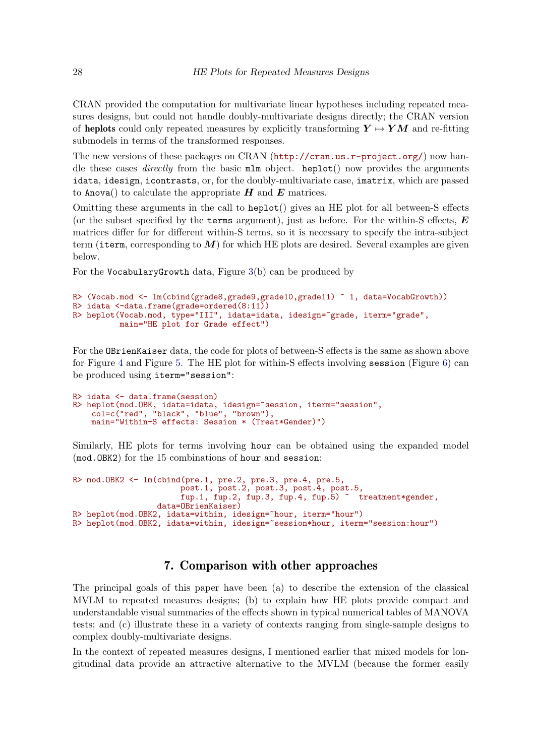CRAN provided the computation for multivariate linear hypotheses including repeated measures designs, but could not handle doubly-multivariate designs directly; the CRAN version of **heplots** could only repeated measures by explicitly transforming $\boldsymbol{Y} \mapsto \boldsymbol{YM}$ and re-fitting submodels in terms of the transformed responses.

The new versions of these packages on CRAN (http://cran.us.r-project.org/) now handle these cases *directly* from the basic `mlm` object. `heplot()` now provides the arguments `idata`, `idesign`, `icontrasts`, or, for the doubly-multivariate case, `imatrix`, which are passed to `Anova()` to calculate the appropriate $\boldsymbol{H}$ and $\boldsymbol{E}$ matrices.

Omitting these arguments in the call to `heplot()` gives an HE plot for all between-S effects (or the subset specified by the `terms` argument), just as before. For the within-S effects, $\boldsymbol{E}$ matrices differ for for different within-S terms, so it is necessary to specify the intra-subject term (`iterm`, corresponding to $\boldsymbol{M}$) for which HE plots are desired. Several examples are given below.

For the `VocabularyGrowth` data, Figure 3(b) can be produced by

```
R> (Vocab.mod <- lm(cbind(grade8,grade9,grade10,grade11) ~ 1, data=VocabGrowth))
R> idata <-data.frame(grade=ordered(8:11))
R> heplot(Vocab.mod, type="III", idata=idata, idesign=~grade, iterm="grade",
          main="HE plot for Grade effect")
```

For the `OBrienKaiser` data, the code for plots of between-S effects is the same as shown above for Figure 4 and Figure 5. The HE plot for within-S effects involving `session` (Figure 6) can be produced using `iterm="session"`:

```
R> idata <- data.frame(session)
R> heplot(mod.OBK, idata=idata, idesign=~session, iterm="session",
    col=c("red", "black", "blue", "brown"),
    main="Within-S effects: Session * (Treat*Gender)")
```

Similarly, HE plots for terms involving `hour` can be obtained using the expanded model (`mod.OBK2`) for the 15 combinations of `hour` and `session`:

```
R> mod.OBK2 <- lm(cbind(pre.1, pre.2, pre.3, pre.4, pre.5,
                        post.1, post.2, post.3, post.4, post.5,
                        fup.1, fup.2, fup.3, fup.4, fup.5) ~  treatment*gender,
                  data=OBrienKaiser)
R> heplot(mod.OBK2, idata=within, idesign=~hour, iterm="hour")
R> heplot(mod.OBK2, idata=within, idesign=~session*hour, iterm="session:hour")
```

## 7. Comparison with other approaches

The principal goals of this paper have been (a) to describe the extension of the classical MVLM to repeated measures designs; (b) to explain how HE plots provide compact and understandable visual summaries of the effects shown in typical numerical tables of MANOVA tests; and (c) illustrate these in a variety of contexts ranging from single-sample designs to complex doubly-multivariate designs.

In the context of repeated measures designs, I mentioned earlier that mixed models for longitudinal data provide an attractive alternative to the MVLM (because the former easily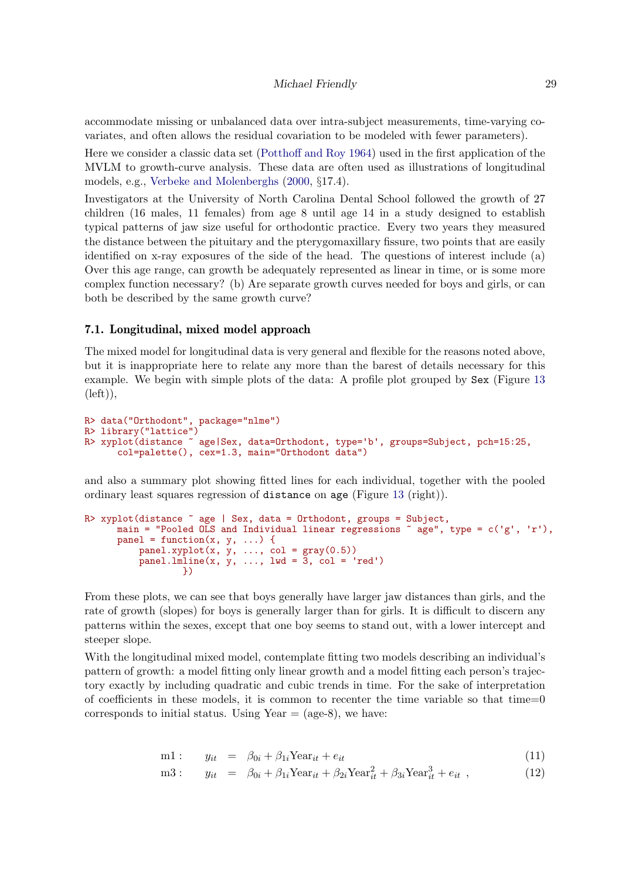accommodate missing or unbalanced data over intra-subject measurements, time-varying covariates, and often allows the residual covariation to be modeled with fewer parameters).

Here we consider a classic data set (Potthoff and Roy 1964) used in the first application of the MVLM to growth-curve analysis. These data are often used as illustrations of longitudinal models, e.g., Verbeke and Molenberghs (2000, §17.4).

Investigators at the University of North Carolina Dental School followed the growth of 27 children (16 males, 11 females) from age 8 until age 14 in a study designed to establish typical patterns of jaw size useful for orthodontic practice. Every two years they measured the distance between the pituitary and the pterygomaxillary fissure, two points that are easily identified on x-ray exposures of the side of the head. The questions of interest include (a) Over this age range, can growth be adequately represented as linear in time, or is some more complex function necessary? (b) Are separate growth curves needed for boys and girls, or can both be described by the same growth curve?

### 7.1. Longitudinal, mixed model approach

The mixed model for longitudinal data is very general and flexible for the reasons noted above, but it is inappropriate here to relate any more than the barest of details necessary for this example. We begin with simple plots of the data: A profile plot grouped by `Sex` (Figure 13 (left)),

```
R> data("Orthodont", package="nlme")
R> library("lattice")
R> xyplot(distance ~ age|Sex, data=Orthodont, type='b', groups=Subject, pch=15:25,
      col=palette(), cex=1.3, main="Orthodont data")
```

and also a summary plot showing fitted lines for each individual, together with the pooled ordinary least squares regression of `distance` on `age` (Figure 13 (right)).

```
R> xyplot(distance ~ age | Sex, data = Orthodont, groups = Subject,
      main = "Pooled OLS and Individual linear regressions ~ age", type = c('g', 'r'),
      panel = function(x, y, ...) {
          panel.xyplot(x, y, ..., col = gray(0.5))
          panel.lmline(x, y, ..., lwd = 3, col = 'red')
               })
```

From these plots, we can see that boys generally have larger jaw distances than girls, and the rate of growth (slopes) for boys is generally larger than for girls. It is difficult to discern any patterns within the sexes, except that one boy seems to stand out, with a lower intercept and steeper slope.

With the longitudinal mixed model, contemplate fitting two models describing an individual's pattern of growth: a model fitting only linear growth and a model fitting each person's trajectory exactly by including quadratic and cubic trends in time. For the sake of interpretation of coefficients in these models, it is common to recenter the time variable so that time=0 corresponds to initial status. Using Year = (age-8), we have:

$$
\begin{aligned}
\text{m1}: \quad y_{it} &= \beta_{0i} + \beta_{1i}\text{Year}_{it} + e_{it} && (11) \\
\text{m3}: \quad y_{it} &= \beta_{0i} + \beta_{1i}\text{Year}_{it} + \beta_{2i}\text{Year}_{it}^2 + \beta_{3i}\text{Year}_{it}^3 + e_{it} \ , && (12)
\end{aligned}
$$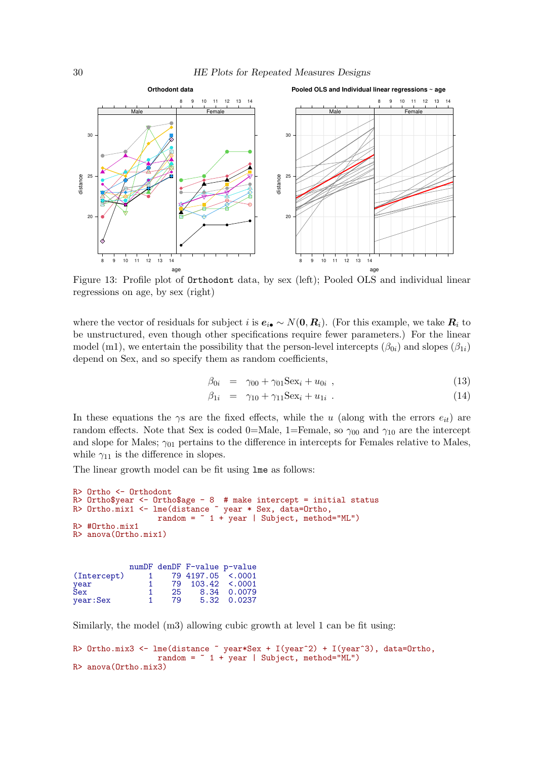Figure 13: Profile plot of `Orthodont` data, by sex (left); Pooled OLS and individual linear regressions on age, by sex (right)

where the vector of residuals for subject $i$ is $\boldsymbol{e}_{i\bullet} \sim N(\boldsymbol{0}, \boldsymbol{R}_i)$. (For this example, we take $\boldsymbol{R}_i$ to be unstructured, even though other specifications require fewer parameters.) For the linear model (m1), we entertain the possibility that the person-level intercepts ($\beta_{0i}$) and slopes ($\beta_{1i}$) depend on Sex, and so specify them as random coefficients,

$$\beta_{0i} = \gamma_{00} + \gamma_{01}\text{Sex}_i + u_{0i} \ , \tag{13}$$

$$\beta_{1i} = \gamma_{10} + \gamma_{11}\text{Sex}_i + u_{1i} \ . \tag{14}$$

In these equations the $\gamma$s are the fixed effects, while the $u$ (along with the errors $e_{it}$) are random effects. Note that Sex is coded 0=Male, 1=Female, so $\gamma_{00}$ and $\gamma_{10}$ are the intercept and slope for Males; $\gamma_{01}$ pertains to the difference in intercepts for Females relative to Males, while $\gamma_{11}$ is the difference in slopes.

The linear growth model can be fit using `lme` as follows:

```
R> Ortho <- Orthodont
R> Ortho$year <- Ortho$age - 8  # make intercept = initial status
R> Ortho.mix1 <- lme(distance ~ year * Sex, data=Ortho,
                random = ~ 1 + year | Subject, method="ML")
R> #Ortho.mix1
R> anova(Ortho.mix1)
```

```
            numDF denDF F-value p-value
(Intercept)     1    79 4197.05  <.0001
year            1    79  103.42  <.0001
Sex             1    25    8.34  0.0079
year:Sex        1    79    5.32  0.0237
```

Similarly, the model (m3) allowing cubic growth at level 1 can be fit using:

```
R> Ortho.mix3 <- lme(distance ~ year*Sex + I(year^2) + I(year^3), data=Ortho,
                random = ~ 1 + year | Subject, method="ML")
R> anova(Ortho.mix3)
```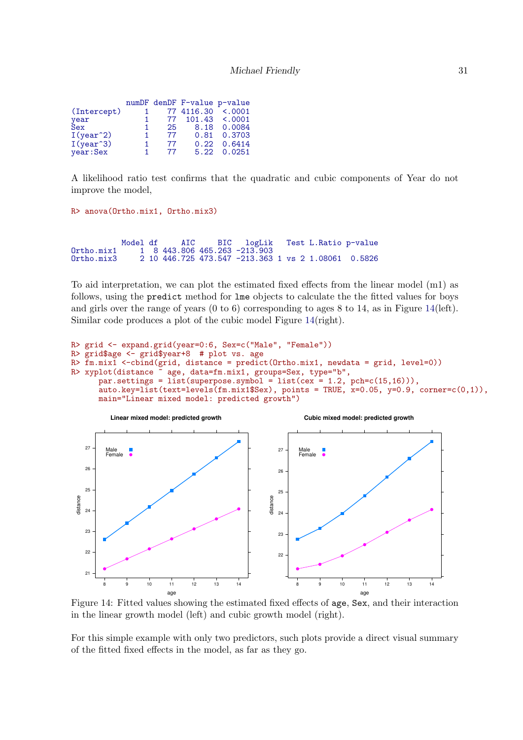```
            numDF denDF F-value p-value
(Intercept)     1    77 4116.30  <.0001
year            1    77  101.43  <.0001
Sex             1    25    8.18  0.0084
I(year^2)       1    77    0.81  0.3703
I(year^3)       1    77    0.22  0.6414
year:Sex        1    77    5.22  0.0251
```

A likelihood ratio test confirms that the quadratic and cubic components of Year do not improve the model,

```
R> anova(Ortho.mix1, Ortho.mix3)
```

```
           Model df     AIC     BIC   logLik   Test L.Ratio p-value
Ortho.mix1     1  8 443.806 465.263 -213.903
Ortho.mix3     2 10 446.725 473.547 -213.363 1 vs 2 1.08061  0.5826
```

To aid interpretation, we can plot the estimated fixed effects from the linear model (m1) as follows, using the `predict` method for `lme` objects to calculate the the fitted values for boys and girls over the range of years (0 to 6) corresponding to ages 8 to 14, as in Figure 14(left). Similar code produces a plot of the cubic model Figure 14(right).

```
R> grid <- expand.grid(year=0:6, Sex=c("Male", "Female"))
R> grid$age <- grid$year+8  # plot vs. age
R> fm.mix1 <-cbind(grid, distance = predict(Ortho.mix1, newdata = grid, level=0))
R> xyplot(distance ~ age, data=fm.mix1, groups=Sex, type="b",
      par.settings = list(superpose.symbol = list(cex = 1.2, pch=c(15,16))),
      auto.key=list(text=levels(fm.mix1$Sex), points = TRUE, x=0.05, y=0.9, corner=c(0,1)),
      main="Linear model: predicted growth")
```

Figure 14: Fitted values showing the estimated fixed effects of `age`, `Sex`, and their interaction in the linear growth model (left) and cubic growth model (right).

For this simple example with only two predictors, such plots provide a direct visual summary of the fitted fixed effects in the model, as far as they go.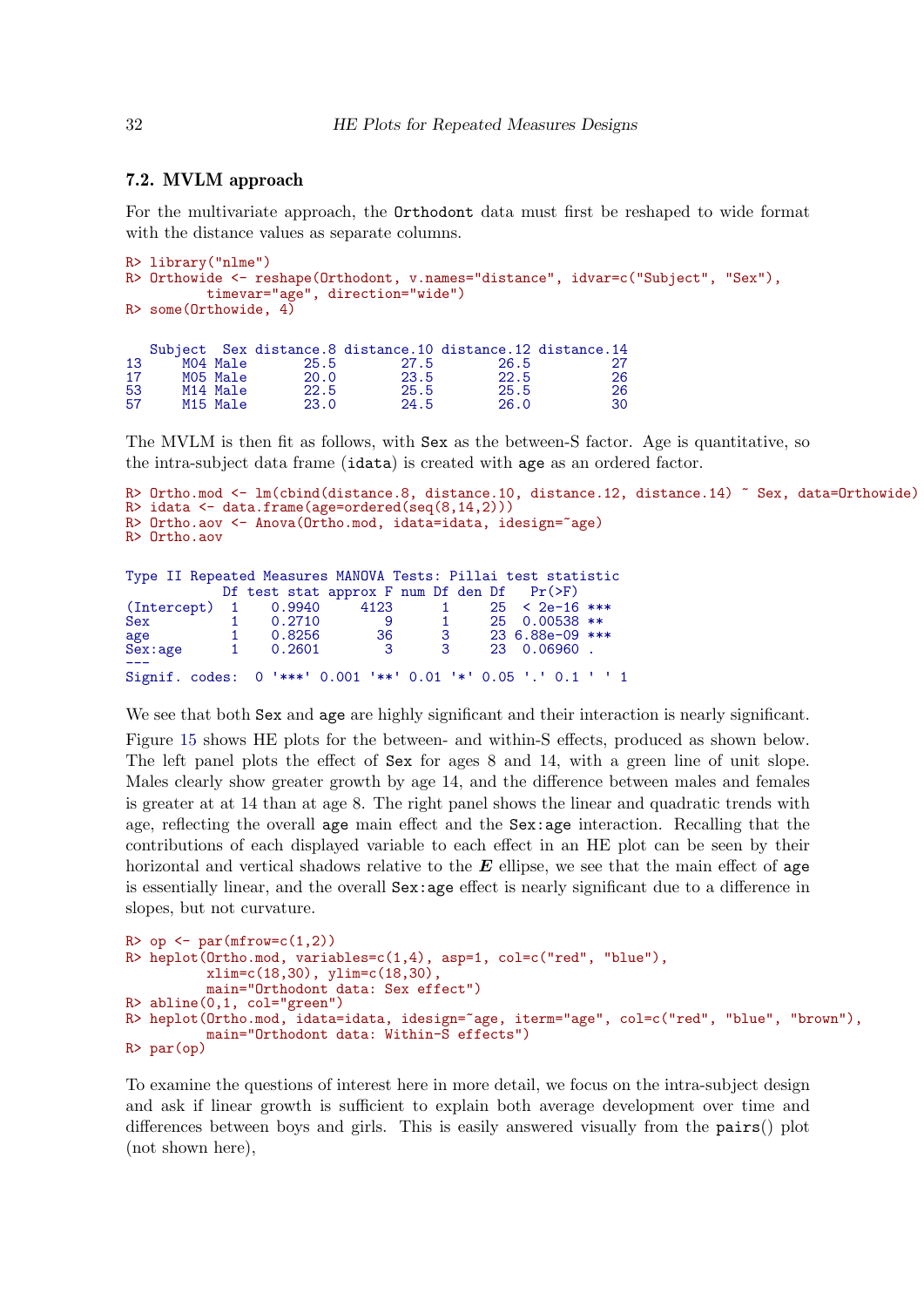## 7.2. MVLM approach

For the multivariate approach, the Orthodont data must first be reshaped to wide format with the distance values as separate columns.

```
R> library("nlme")
R> Orthowide <- reshape(Orthodont, v.names="distance", idvar=c("Subject", "Sex"),
        timevar="age", direction="wide")
R> some(Orthowide, 4)
```

```
   Subject  Sex distance.8 distance.10 distance.12 distance.14
13     M04 Male       25.5        27.5        26.5          27
17     M05 Male       20.0        23.5        22.5          26
53     M14 Male       22.5        25.5        25.5          26
57     M15 Male       23.0        24.5        26.0          30
```

The MVLM is then fit as follows, with Sex as the between-S factor. Age is quantitative, so the intra-subject data frame (idata) is created with age as an ordered factor.

```
R> Ortho.mod <- lm(cbind(distance.8, distance.10, distance.12, distance.14) ~ Sex, data=Orthowide)
R> idata <- data.frame(age=ordered(seq(8,14,2)))
R> Ortho.aov <- Anova(Ortho.mod, idata=idata, idesign=~age)
R> Ortho.aov
```

```
Type II Repeated Measures MANOVA Tests: Pillai test statistic
            Df test stat approx F num Df den Df    Pr(>F)
(Intercept)  1    0.9940     4123      1     25  < 2e-16 ***
Sex          1    0.2710        9      1     25  0.00538 **
age          1    0.8256       36      3     23 6.88e-09 ***
Sex:age      1    0.2601        3      3     23  0.06960 .
---
Signif. codes:  0 '***' 0.001 '**' 0.01 '*' 0.05 '.' 0.1 ' ' 1
```

We see that both Sex and age are highly significant and their interaction is nearly significant. Figure 15 shows HE plots for the between- and within-S effects, produced as shown below. The left panel plots the effect of Sex for ages 8 and 14, with a green line of unit slope. Males clearly show greater growth by age 14, and the difference between males and females is greater at at 14 than at age 8. The right panel shows the linear and quadratic trends with age, reflecting the overall age main effect and the Sex:age interaction. Recalling that the contributions of each displayed variable to each effect in an HE plot can be seen by their horizontal and vertical shadows relative to the $\boldsymbol{E}$ ellipse, we see that the main effect of age is essentially linear, and the overall Sex:age effect is nearly significant due to a difference in slopes, but not curvature.

```
R> op <- par(mfrow=c(1,2))
R> heplot(Ortho.mod, variables=c(1,4), asp=1, col=c("red", "blue"),
        xlim=c(18,30), ylim=c(18,30),
        main="Orthodont data: Sex effect")
R> abline(0,1, col="green")
R> heplot(Ortho.mod, idata=idata, idesign=~age, iterm="age", col=c("red", "blue", "brown"),
        main="Orthodont data: Within-S effects")
R> par(op)
```

To examine the questions of interest here in more detail, we focus on the intra-subject design and ask if linear growth is sufficient to explain both average development over time and differences between boys and girls. This is easily answered visually from the pairs() plot (not shown here),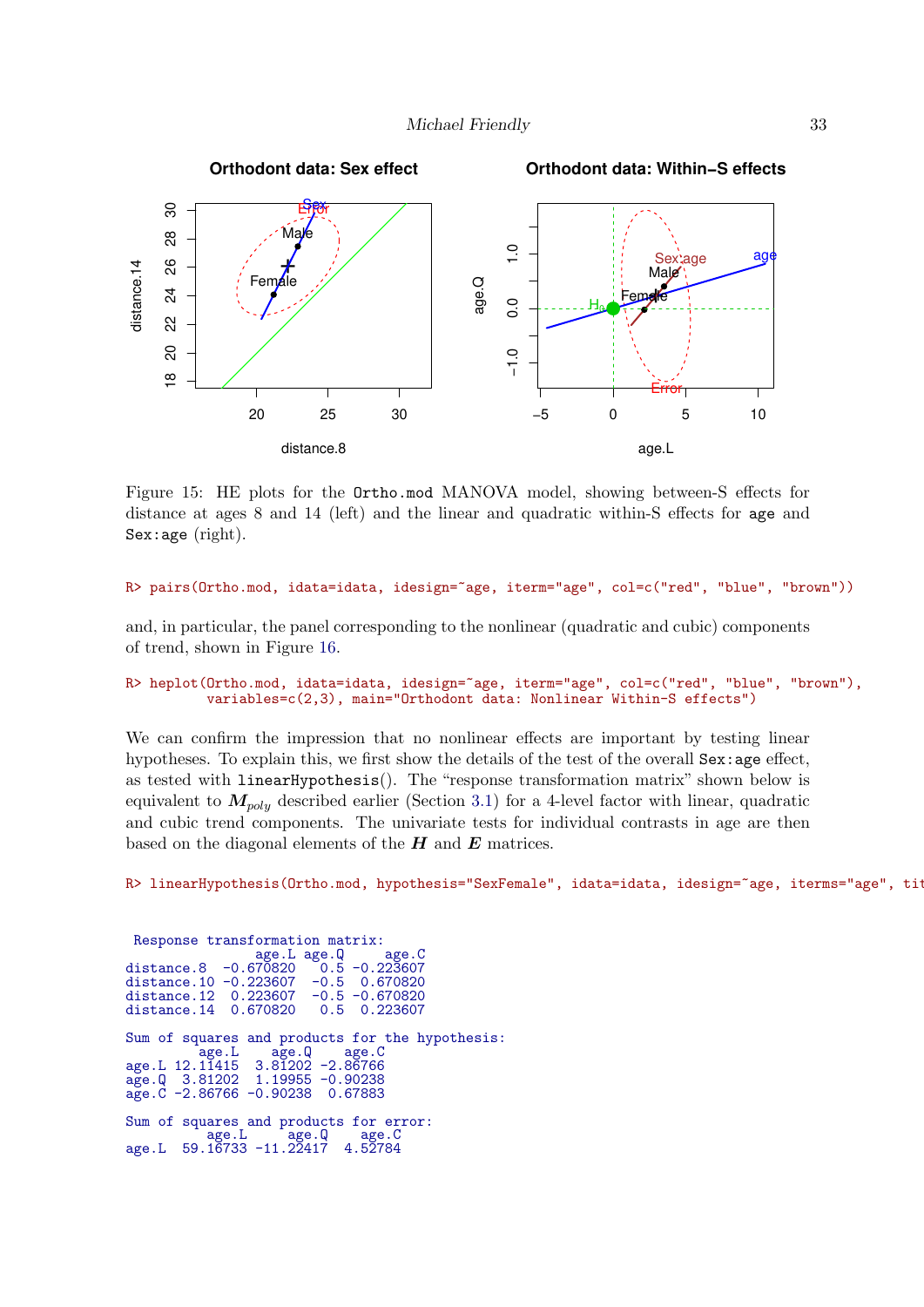Figure 15: HE plots for the `Ortho.mod` MANOVA model, showing between-S effects for distance at ages 8 and 14 (left) and the linear and quadratic within-S effects for `age` and `Sex:age` (right).

```
R> pairs(Ortho.mod, idata=idata, idesign=~age, iterm="age", col=c("red", "blue", "brown"))
```

and, in particular, the panel corresponding to the nonlinear (quadratic and cubic) components of trend, shown in Figure 16.

```
R> heplot(Ortho.mod, idata=idata, idesign=~age, iterm="age", col=c("red", "blue", "brown"),
         variables=c(2,3), main="Orthodont data: Nonlinear Within-S effects")
```

We can confirm the impression that no nonlinear effects are important by testing linear hypotheses. To explain this, we first show the details of the test of the overall `Sex:age` effect, as tested with `linearHypothesis()`. The "response transformation matrix" shown below is equivalent to $\boldsymbol{M}_{poly}$ described earlier (Section 3.1) for a 4-level factor with linear, quadratic and cubic trend components. The univariate tests for individual contrasts in age are then based on the diagonal elements of the $\boldsymbol{H}$ and $\boldsymbol{E}$ matrices.

```
R> linearHypothesis(Ortho.mod, hypothesis="SexFemale", idata=idata, idesign=~age, iterms="age", tit
```

```
 Response transformation matrix:
                age.L age.Q     age.C
distance.8  -0.670820   0.5 -0.223607
distance.10 -0.223607  -0.5  0.670820
distance.12  0.223607  -0.5 -0.670820
distance.14  0.670820   0.5  0.223607

Sum of squares and products for the hypothesis:
         age.L    age.Q    age.C
age.L 12.11415  3.81202 -2.86766
age.Q  3.81202  1.19955 -0.90238
age.C -2.86766 -0.90238  0.67883

Sum of squares and products for error:
         age.L     age.Q    age.C
age.L  59.16733 -11.22417  4.52784
```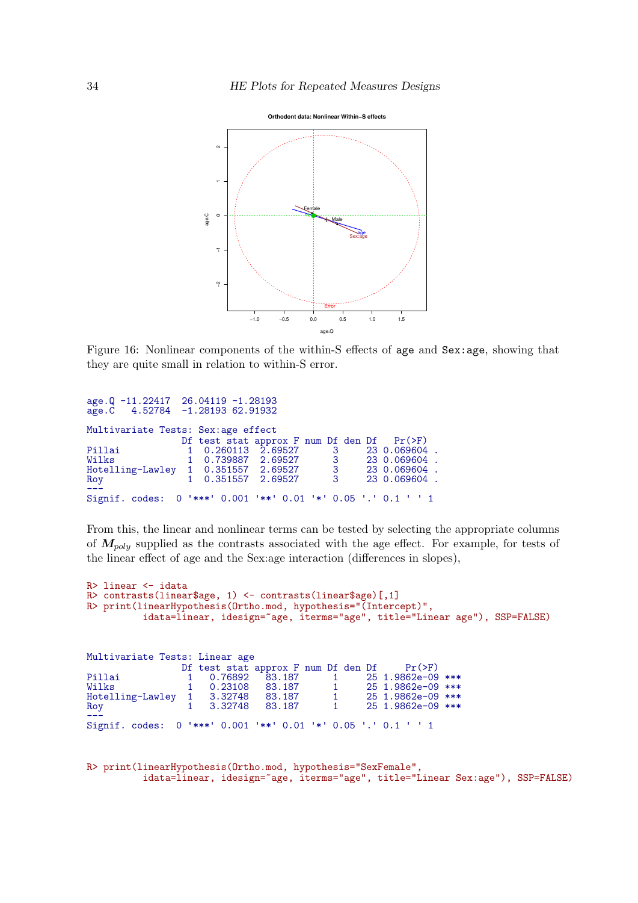Figure 16: Nonlinear components of the within-S effects of `age` and `Sex:age`, showing that they are quite small in relation to within-S error.

```
age.Q -11.22417  26.04119 -1.28193
age.C   4.52784  -1.28193 62.91932

Multivariate Tests: Sex:age effect
                 Df test stat approx F num Df den Df   Pr(>F)  
Pillai            1  0.260113  2.69527      3     23 0.069604 .
Wilks             1  0.739887  2.69527      3     23 0.069604 .
Hotelling-Lawley  1  0.351557  2.69527      3     23 0.069604 .
Roy               1  0.351557  2.69527      3     23 0.069604 .
---
Signif. codes:  0 '***' 0.001 '**' 0.01 '*' 0.05 '.' 0.1 ' ' 1
```

From this, the linear and nonlinear terms can be tested by selecting the appropriate columns of $\boldsymbol{M}_{poly}$ supplied as the contrasts associated with the age effect. For example, for tests of the linear effect of age and the Sex:age interaction (differences in slopes),

```
R> linear <- idata
R> contrasts(linear$age, 1) <- contrasts(linear$age)[,1]
R> print(linearHypothesis(Ortho.mod, hypothesis="(Intercept)",
         idata=linear, idesign=~age, iterms="age", title="Linear age"), SSP=FALSE)
```

```
Multivariate Tests: Linear age
                 Df test stat approx F num Df den Df     Pr(>F)    
Pillai            1   0.76892   83.187      1     25 1.9862e-09 ***
Wilks             1   0.23108   83.187      1     25 1.9862e-09 ***
Hotelling-Lawley  1   3.32748   83.187      1     25 1.9862e-09 ***
Roy               1   3.32748   83.187      1     25 1.9862e-09 ***
---
Signif. codes:  0 '***' 0.001 '**' 0.01 '*' 0.05 '.' 0.1 ' ' 1
```

```
R> print(linearHypothesis(Ortho.mod, hypothesis="SexFemale",
         idata=linear, idesign=~age, iterms="age", title="Linear Sex:age"), SSP=FALSE)
```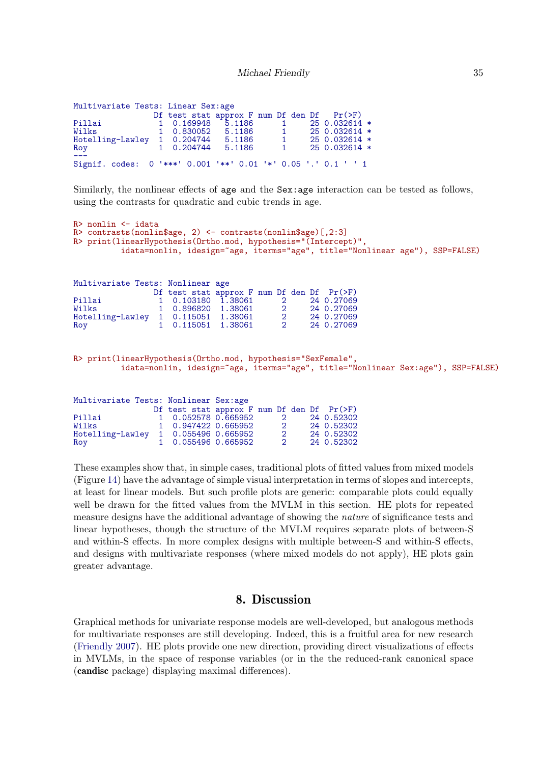```
Multivariate Tests: Linear Sex:age
                 Df test stat approx F num Df den Df   Pr(>F)  
Pillai            1  0.169948   5.1186      1     25 0.032614 *
Wilks             1  0.830052   5.1186      1     25 0.032614 *
Hotelling-Lawley  1  0.204744   5.1186      1     25 0.032614 *
Roy               1  0.204744   5.1186      1     25 0.032614 *
---
Signif. codes:  0 '***' 0.001 '**' 0.01 '*' 0.05 '.' 0.1 ' ' 1
```

Similarly, the nonlinear effects of age and the Sex:age interaction can be tested as follows, using the contrasts for quadratic and cubic trends in age.

```
R> nonlin <- idata
R> contrasts(nonlin$age, 2) <- contrasts(nonlin$age)[,2:3]
R> print(linearHypothesis(Ortho.mod, hypothesis="(Intercept)",
         idata=nonlin, idesign=~age, iterms="age", title="Nonlinear age"), SSP=FALSE)
```

```
Multivariate Tests: Nonlinear age
                 Df test stat approx F num Df den Df  Pr(>F)
Pillai            1  0.103180  1.38061      2     24 0.27069
Wilks             1  0.896820  1.38061      2     24 0.27069
Hotelling-Lawley  1  0.115051  1.38061      2     24 0.27069
Roy               1  0.115051  1.38061      2     24 0.27069
```

```
R> print(linearHypothesis(Ortho.mod, hypothesis="SexFemale",
         idata=nonlin, idesign=~age, iterms="age", title="Nonlinear Sex:age"), SSP=FALSE)
```

```
Multivariate Tests: Nonlinear Sex:age
                 Df test stat approx F num Df den Df  Pr(>F)
Pillai            1  0.052578 0.665952      2     24 0.52302
Wilks             1  0.947422 0.665952      2     24 0.52302
Hotelling-Lawley  1  0.055496 0.665952      2     24 0.52302
Roy               1  0.055496 0.665952      2     24 0.52302
```

These examples show that, in simple cases, traditional plots of fitted values from mixed models (Figure 14) have the advantage of simple visual interpretation in terms of slopes and intercepts, at least for linear models. But such profile plots are generic: comparable plots could equally well be drawn for the fitted values from the MVLM in this section. HE plots for repeated measure designs have the additional advantage of showing the *nature* of significance tests and linear hypotheses, though the structure of the MVLM requires separate plots of between-S and within-S effects. In more complex designs with multiple between-S and within-S effects, and designs with multivariate responses (where mixed models do not apply), HE plots gain greater advantage.

## 8. Discussion

Graphical methods for univariate response models are well-developed, but analogous methods for multivariate responses are still developing. Indeed, this is a fruitful area for new research (Friendly 2007). HE plots provide one new direction, providing direct visualizations of effects in MVLMs, in the space of response variables (or in the the reduced-rank canonical space (**candisc** package) displaying maximal differences).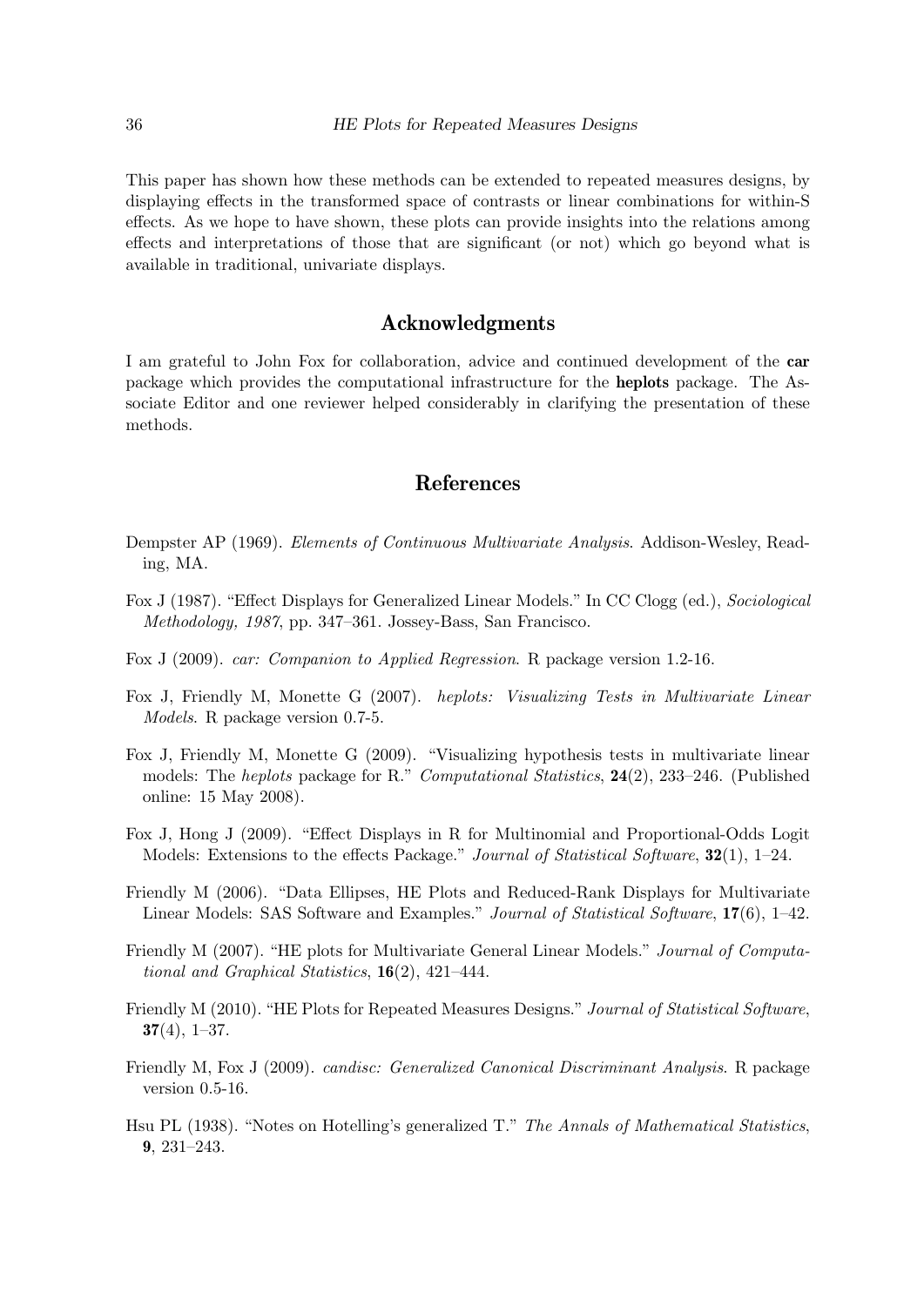This paper has shown how these methods can be extended to repeated measures designs, by displaying effects in the transformed space of contrasts or linear combinations for within-S effects. As we hope to have shown, these plots can provide insights into the relations among effects and interpretations of those that are significant (or not) which go beyond what is available in traditional, univariate displays.

## Acknowledgments

I am grateful to John Fox for collaboration, advice and continued development of the **car** package which provides the computational infrastructure for the **heplots** package. The Associate Editor and one reviewer helped considerably in clarifying the presentation of these methods.

## References

Dempster AP (1969). *Elements of Continuous Multivariate Analysis*. Addison-Wesley, Reading, MA.

Fox J (1987). "Effect Displays for Generalized Linear Models." In CC Clogg (ed.), *Sociological Methodology, 1987*, pp. 347–361. Jossey-Bass, San Francisco.

Fox J (2009). *car: Companion to Applied Regression*. R package version 1.2-16.

Fox J, Friendly M, Monette G (2007). *heplots: Visualizing Tests in Multivariate Linear Models*. R package version 0.7-5.

Fox J, Friendly M, Monette G (2009). "Visualizing hypothesis tests in multivariate linear models: The *heplots* package for R." *Computational Statistics*, **24**(2), 233–246. (Published online: 15 May 2008).

Fox J, Hong J (2009). "Effect Displays in R for Multinomial and Proportional-Odds Logit Models: Extensions to the effects Package." *Journal of Statistical Software*, **32**(1), 1–24.

Friendly M (2006). "Data Ellipses, HE Plots and Reduced-Rank Displays for Multivariate Linear Models: SAS Software and Examples." *Journal of Statistical Software*, **17**(6), 1–42.

Friendly M (2007). "HE plots for Multivariate General Linear Models." *Journal of Computational and Graphical Statistics*, **16**(2), 421–444.

Friendly M (2010). "HE Plots for Repeated Measures Designs." *Journal of Statistical Software*, **37**(4), 1–37.

Friendly M, Fox J (2009). *candisc: Generalized Canonical Discriminant Analysis*. R package version 0.5-16.

Hsu PL (1938). "Notes on Hotelling's generalized T." *The Annals of Mathematical Statistics*, **9**, 231–243.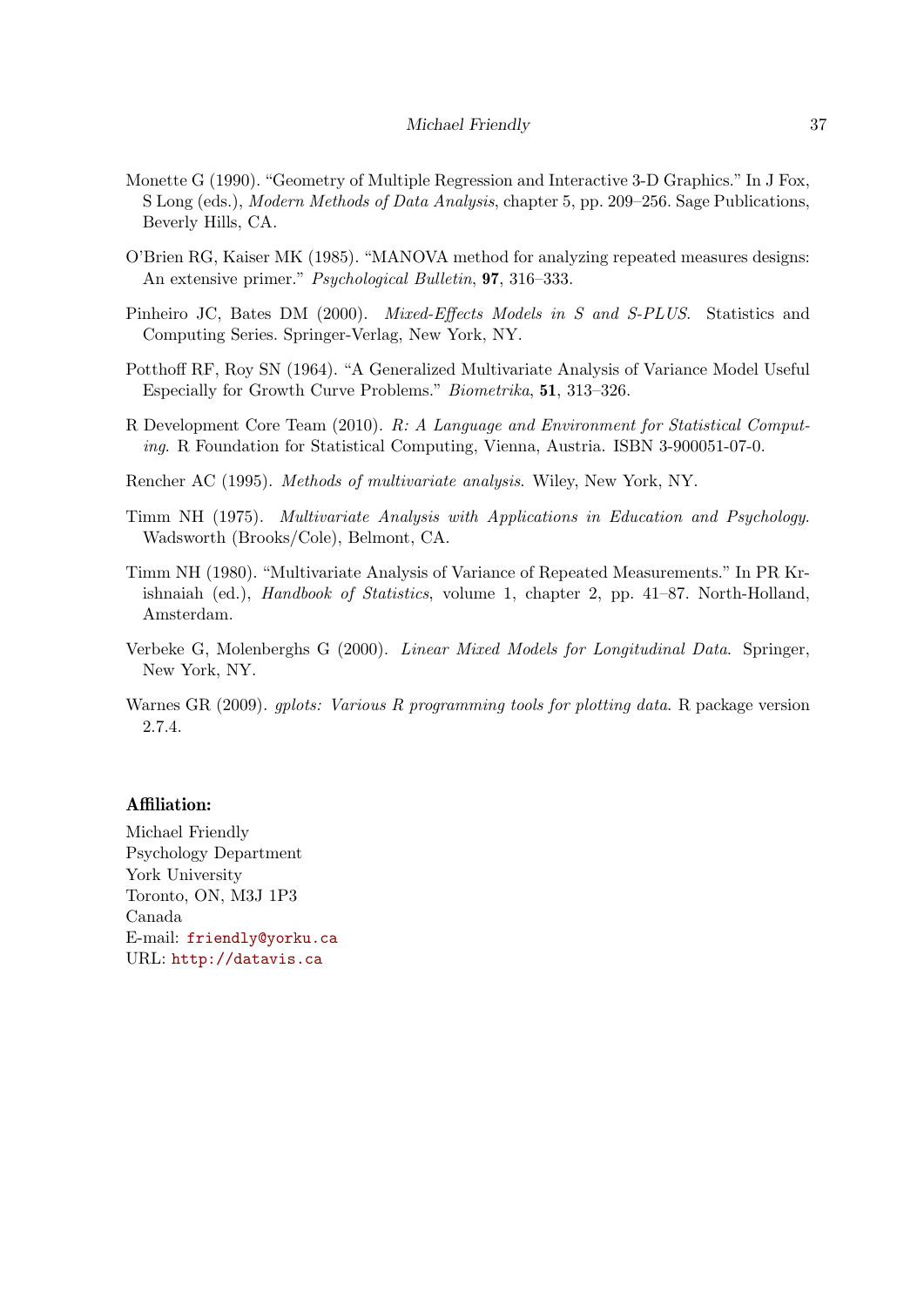Monette G (1990). "Geometry of Multiple Regression and Interactive 3-D Graphics." In J Fox, S Long (eds.), *Modern Methods of Data Analysis*, chapter 5, pp. 209–256. Sage Publications, Beverly Hills, CA.

O'Brien RG, Kaiser MK (1985). "MANOVA method for analyzing repeated measures designs: An extensive primer." *Psychological Bulletin*, **97**, 316–333.

Pinheiro JC, Bates DM (2000). *Mixed-Effects Models in S and S-PLUS*. Statistics and Computing Series. Springer-Verlag, New York, NY.

Potthoff RF, Roy SN (1964). "A Generalized Multivariate Analysis of Variance Model Useful Especially for Growth Curve Problems." *Biometrika*, **51**, 313–326.

R Development Core Team (2010). *R: A Language and Environment for Statistical Computing*. R Foundation for Statistical Computing, Vienna, Austria. ISBN 3-900051-07-0.

Rencher AC (1995). *Methods of multivariate analysis*. Wiley, New York, NY.

Timm NH (1975). *Multivariate Analysis with Applications in Education and Psychology*. Wadsworth (Brooks/Cole), Belmont, CA.

Timm NH (1980). "Multivariate Analysis of Variance of Repeated Measurements." In PR Krishnaiah (ed.), *Handbook of Statistics*, volume 1, chapter 2, pp. 41–87. North-Holland, Amsterdam.

Verbeke G, Molenberghs G (2000). *Linear Mixed Models for Longitudinal Data*. Springer, New York, NY.

Warnes GR (2009). *gplots: Various R programming tools for plotting data*. R package version 2.7.4.

**Affiliation:**

Michael Friendly
Psychology Department
York University
Toronto, ON, M3J 1P3
Canada
E-mail: friendly@yorku.ca
URL: http://datavis.ca